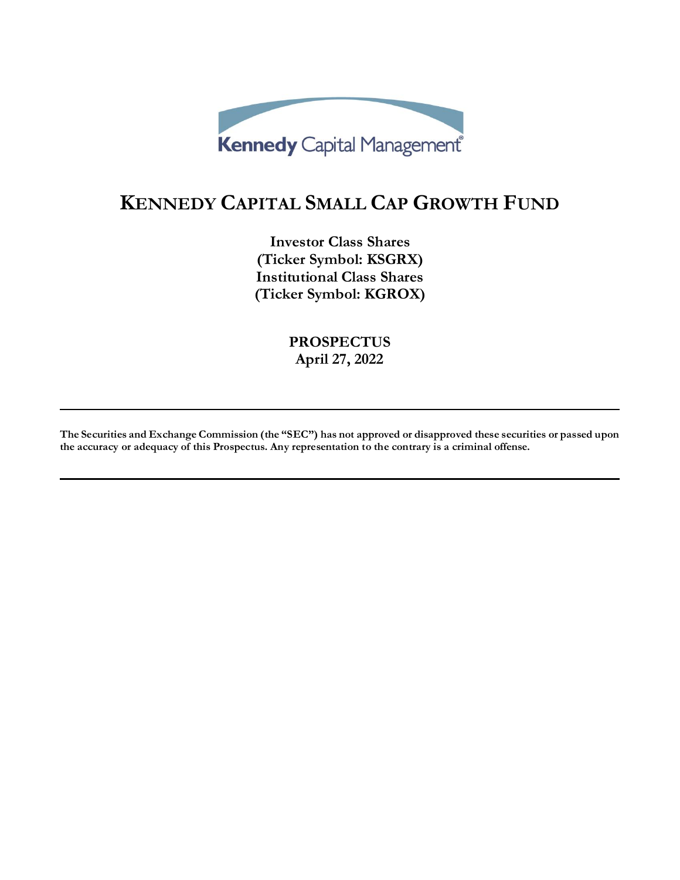Kennedy Capital Management®

# KENNEDY CAPITAL SMALL CAP GROWTH FUND

**Investor Class Shares**
**(Ticker Symbol: KSGRX)**
**Institutional Class Shares**
**(Ticker Symbol: KGROX)**

**PROSPECTUS**
**April 27, 2022**

---

**The Securities and Exchange Commission (the "SEC") has not approved or disapproved these securities or passed upon the accuracy or adequacy of this Prospectus. Any representation to the contrary is a criminal offense.**

---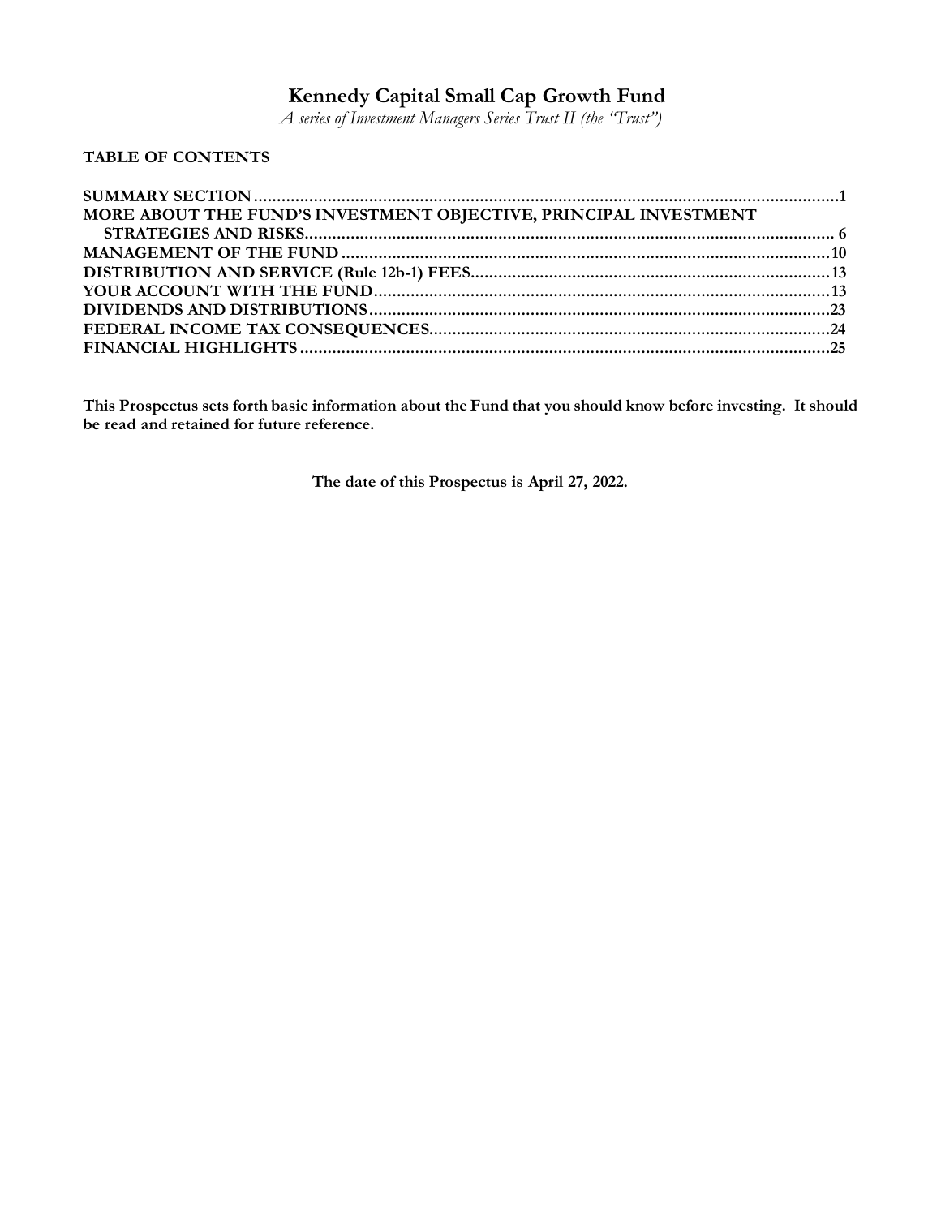# Kennedy Capital Small Cap Growth Fund

*A series of Investment Managers Series Trust II (the "Trust")*

**TABLE OF CONTENTS**

| | |
|---|---|
| **SUMMARY SECTION** | **1** |
| **MORE ABOUT THE FUND'S INVESTMENT OBJECTIVE, PRINCIPAL INVESTMENT STRATEGIES AND RISKS** | **6** |
| **MANAGEMENT OF THE FUND** | **10** |
| **DISTRIBUTION AND SERVICE (Rule 12b-1) FEES** | **13** |
| **YOUR ACCOUNT WITH THE FUND** | **13** |
| **DIVIDENDS AND DISTRIBUTIONS** | **23** |
| **FEDERAL INCOME TAX CONSEQUENCES** | **24** |
| **FINANCIAL HIGHLIGHTS** | **25** |

**This Prospectus sets forth basic information about the Fund that you should know before investing. It should be read and retained for future reference.**

**The date of this Prospectus is April 27, 2022.**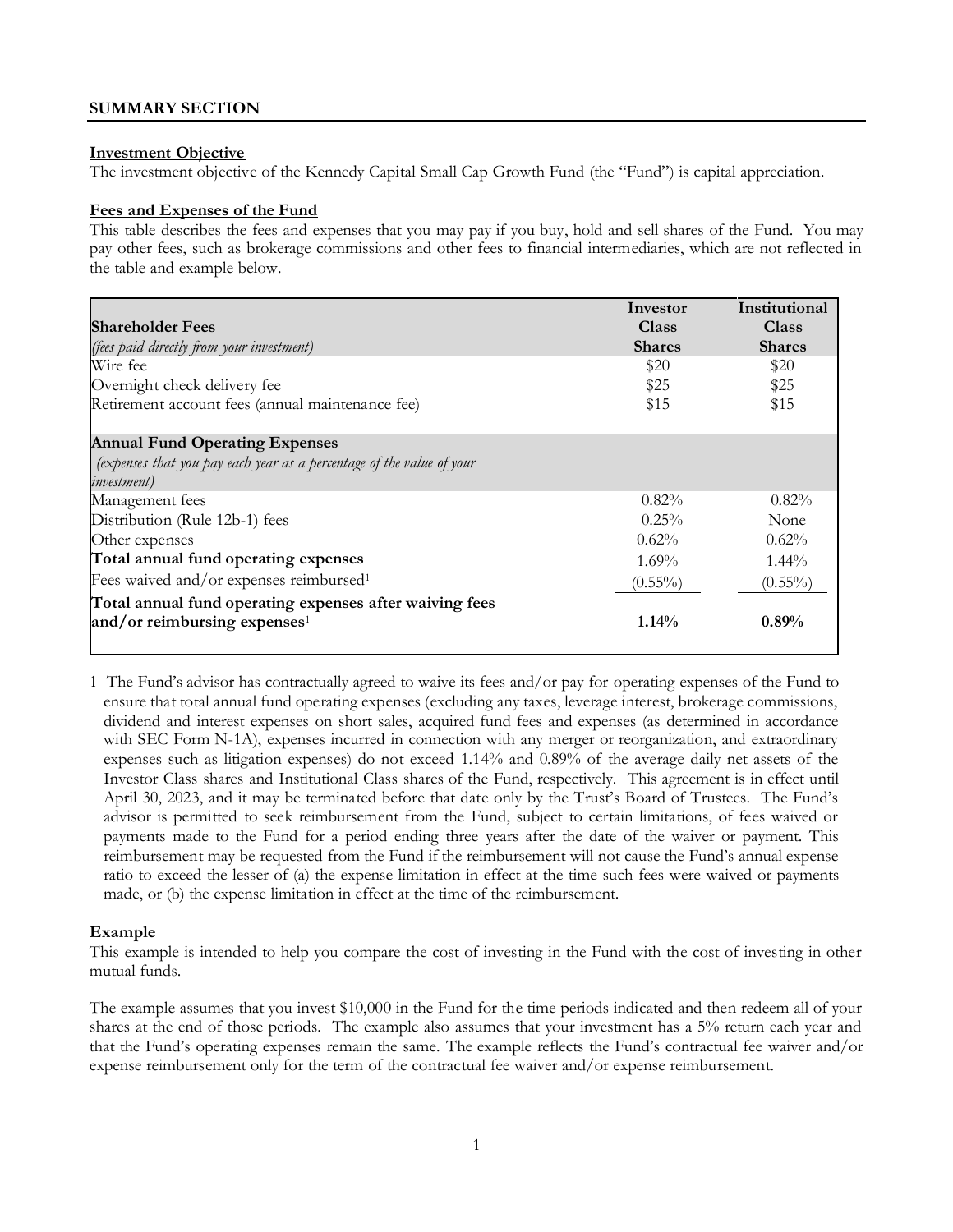## SUMMARY SECTION

### Investment Objective

The investment objective of the Kennedy Capital Small Cap Growth Fund (the "Fund") is capital appreciation.

### Fees and Expenses of the Fund

This table describes the fees and expenses that you may pay if you buy, hold and sell shares of the Fund. You may pay other fees, such as brokerage commissions and other fees to financial intermediaries, which are not reflected in the table and example below.

| **Shareholder Fees** *(fees paid directly from your investment)* | **Investor Class Shares** | **Institutional Class Shares** |
|---|---|---|
| Wire fee | \$20 | \$20 |
| Overnight check delivery fee | \$25 | \$25 |
| Retirement account fees (annual maintenance fee) | \$15 | \$15 |
| **Annual Fund Operating Expenses** *(expenses that you pay each year as a percentage of the value of your investment)* | | |
| Management fees | 0.82% | 0.82% |
| Distribution (Rule 12b-1) fees | 0.25% | None |
| Other expenses | 0.62% | 0.62% |
| **Total annual fund operating expenses** | 1.69% | 1.44% |
| Fees waived and/or expenses reimbursed[1] | (0.55%) | (0.55%) |
| **Total annual fund operating expenses after waiving fees and/or reimbursing expenses**[1] | **1.14%** | **0.89%** |

1 The Fund's advisor has contractually agreed to waive its fees and/or pay for operating expenses of the Fund to ensure that total annual fund operating expenses (excluding any taxes, leverage interest, brokerage commissions, dividend and interest expenses on short sales, acquired fund fees and expenses (as determined in accordance with SEC Form N-1A), expenses incurred in connection with any merger or reorganization, and extraordinary expenses such as litigation expenses) do not exceed 1.14% and 0.89% of the average daily net assets of the Investor Class shares and Institutional Class shares of the Fund, respectively. This agreement is in effect until April 30, 2023, and it may be terminated before that date only by the Trust's Board of Trustees. The Fund's advisor is permitted to seek reimbursement from the Fund, subject to certain limitations, of fees waived or payments made to the Fund for a period ending three years after the date of the waiver or payment. This reimbursement may be requested from the Fund if the reimbursement will not cause the Fund's annual expense ratio to exceed the lesser of (a) the expense limitation in effect at the time such fees were waived or payments made, or (b) the expense limitation in effect at the time of the reimbursement.

### Example

This example is intended to help you compare the cost of investing in the Fund with the cost of investing in other mutual funds.

The example assumes that you invest \$10,000 in the Fund for the time periods indicated and then redeem all of your shares at the end of those periods. The example also assumes that your investment has a 5% return each year and that the Fund's operating expenses remain the same. The example reflects the Fund's contractual fee waiver and/or expense reimbursement only for the term of the contractual fee waiver and/or expense reimbursement.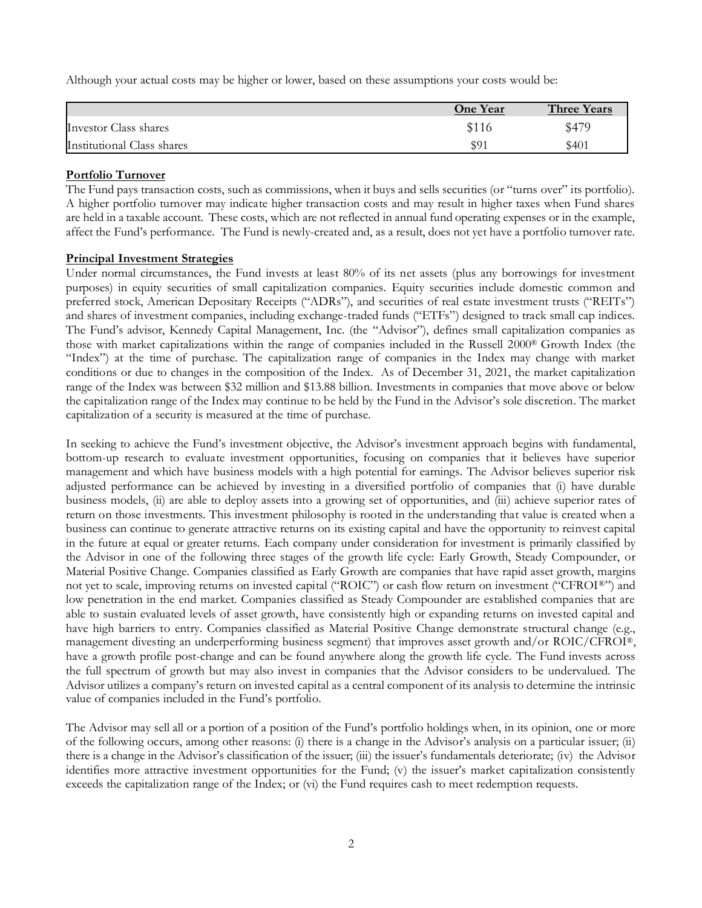Although your actual costs may be higher or lower, based on these assumptions your costs would be:

| | One Year | Three Years |
|---|---|---|
| Investor Class shares | $116 | $479 |
| Institutional Class shares | $91 | $401 |

**Portfolio Turnover**

The Fund pays transaction costs, such as commissions, when it buys and sells securities (or "turns over" its portfolio). A higher portfolio turnover may indicate higher transaction costs and may result in higher taxes when Fund shares are held in a taxable account. These costs, which are not reflected in annual fund operating expenses or in the example, affect the Fund's performance. The Fund is newly-created and, as a result, does not yet have a portfolio turnover rate.

**Principal Investment Strategies**

Under normal circumstances, the Fund invests at least 80% of its net assets (plus any borrowings for investment purposes) in equity securities of small capitalization companies. Equity securities include domestic common and preferred stock, American Depositary Receipts ("ADRs"), and securities of real estate investment trusts ("REITs") and shares of investment companies, including exchange-traded funds ("ETFs") designed to track small cap indices. The Fund's advisor, Kennedy Capital Management, Inc. (the "Advisor"), defines small capitalization companies as those with market capitalizations within the range of companies included in the Russell 2000® Growth Index (the "Index") at the time of purchase. The capitalization range of companies in the Index may change with market conditions or due to changes in the composition of the Index. As of December 31, 2021, the market capitalization range of the Index was between $32 million and $13.88 billion. Investments in companies that move above or below the capitalization range of the Index may continue to be held by the Fund in the Advisor's sole discretion. The market capitalization of a security is measured at the time of purchase.

In seeking to achieve the Fund's investment objective, the Advisor's investment approach begins with fundamental, bottom-up research to evaluate investment opportunities, focusing on companies that it believes have superior management and which have business models with a high potential for earnings. The Advisor believes superior risk adjusted performance can be achieved by investing in a diversified portfolio of companies that (i) have durable business models, (ii) are able to deploy assets into a growing set of opportunities, and (iii) achieve superior rates of return on those investments. This investment philosophy is rooted in the understanding that value is created when a business can continue to generate attractive returns on its existing capital and have the opportunity to reinvest capital in the future at equal or greater returns. Each company under consideration for investment is primarily classified by the Advisor in one of the following three stages of the growth life cycle: Early Growth, Steady Compounder, or Material Positive Change. Companies classified as Early Growth are companies that have rapid asset growth, margins not yet to scale, improving returns on invested capital ("ROIC") or cash flow return on investment ("CFROI®") and low penetration in the end market. Companies classified as Steady Compounder are established companies that are able to sustain evaluated levels of asset growth, have consistently high or expanding returns on invested capital and have high barriers to entry. Companies classified as Material Positive Change demonstrate structural change (e.g., management divesting an underperforming business segment) that improves asset growth and/or ROIC/CFROI®, have a growth profile post-change and can be found anywhere along the growth life cycle. The Fund invests across the full spectrum of growth but may also invest in companies that the Advisor considers to be undervalued. The Advisor utilizes a company's return on invested capital as a central component of its analysis to determine the intrinsic value of companies included in the Fund's portfolio.

The Advisor may sell all or a portion of a position of the Fund's portfolio holdings when, in its opinion, one or more of the following occurs, among other reasons: (i) there is a change in the Advisor's analysis on a particular issuer; (ii) there is a change in the Advisor's classification of the issuer; (iii) the issuer's fundamentals deteriorate; (iv) the Advisor identifies more attractive investment opportunities for the Fund; (v) the issuer's market capitalization consistently exceeds the capitalization range of the Index; or (vi) the Fund requires cash to meet redemption requests.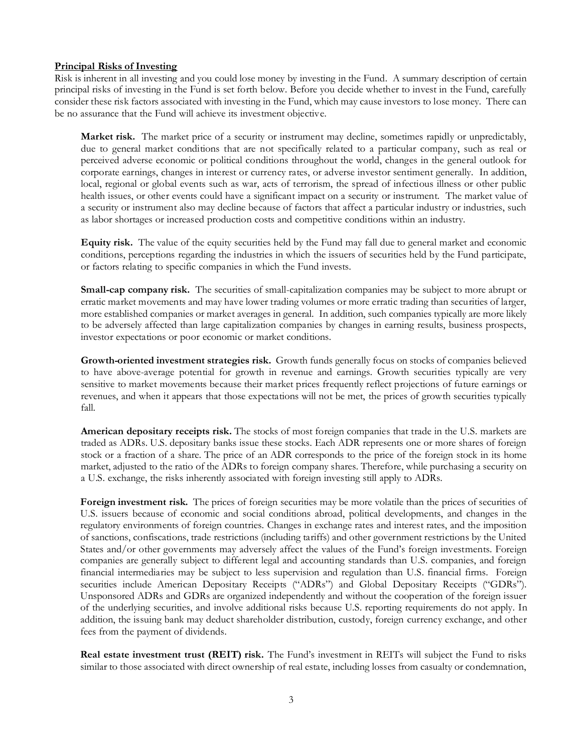**Principal Risks of Investing**

Risk is inherent in all investing and you could lose money by investing in the Fund. A summary description of certain principal risks of investing in the Fund is set forth below. Before you decide whether to invest in the Fund, carefully consider these risk factors associated with investing in the Fund, which may cause investors to lose money. There can be no assurance that the Fund will achieve its investment objective.

**Market risk.** The market price of a security or instrument may decline, sometimes rapidly or unpredictably, due to general market conditions that are not specifically related to a particular company, such as real or perceived adverse economic or political conditions throughout the world, changes in the general outlook for corporate earnings, changes in interest or currency rates, or adverse investor sentiment generally. In addition, local, regional or global events such as war, acts of terrorism, the spread of infectious illness or other public health issues, or other events could have a significant impact on a security or instrument. The market value of a security or instrument also may decline because of factors that affect a particular industry or industries, such as labor shortages or increased production costs and competitive conditions within an industry.

**Equity risk.** The value of the equity securities held by the Fund may fall due to general market and economic conditions, perceptions regarding the industries in which the issuers of securities held by the Fund participate, or factors relating to specific companies in which the Fund invests.

**Small-cap company risk.** The securities of small-capitalization companies may be subject to more abrupt or erratic market movements and may have lower trading volumes or more erratic trading than securities of larger, more established companies or market averages in general. In addition, such companies typically are more likely to be adversely affected than large capitalization companies by changes in earning results, business prospects, investor expectations or poor economic or market conditions.

**Growth-oriented investment strategies risk.** Growth funds generally focus on stocks of companies believed to have above-average potential for growth in revenue and earnings. Growth securities typically are very sensitive to market movements because their market prices frequently reflect projections of future earnings or revenues, and when it appears that those expectations will not be met, the prices of growth securities typically fall.

**American depositary receipts risk.** The stocks of most foreign companies that trade in the U.S. markets are traded as ADRs. U.S. depositary banks issue these stocks. Each ADR represents one or more shares of foreign stock or a fraction of a share. The price of an ADR corresponds to the price of the foreign stock in its home market, adjusted to the ratio of the ADRs to foreign company shares. Therefore, while purchasing a security on a U.S. exchange, the risks inherently associated with foreign investing still apply to ADRs.

**Foreign investment risk.** The prices of foreign securities may be more volatile than the prices of securities of U.S. issuers because of economic and social conditions abroad, political developments, and changes in the regulatory environments of foreign countries. Changes in exchange rates and interest rates, and the imposition of sanctions, confiscations, trade restrictions (including tariffs) and other government restrictions by the United States and/or other governments may adversely affect the values of the Fund's foreign investments. Foreign companies are generally subject to different legal and accounting standards than U.S. companies, and foreign financial intermediaries may be subject to less supervision and regulation than U.S. financial firms. Foreign securities include American Depositary Receipts ("ADRs") and Global Depositary Receipts ("GDRs"). Unsponsored ADRs and GDRs are organized independently and without the cooperation of the foreign issuer of the underlying securities, and involve additional risks because U.S. reporting requirements do not apply. In addition, the issuing bank may deduct shareholder distribution, custody, foreign currency exchange, and other fees from the payment of dividends.

**Real estate investment trust (REIT) risk.** The Fund's investment in REITs will subject the Fund to risks similar to those associated with direct ownership of real estate, including losses from casualty or condemnation,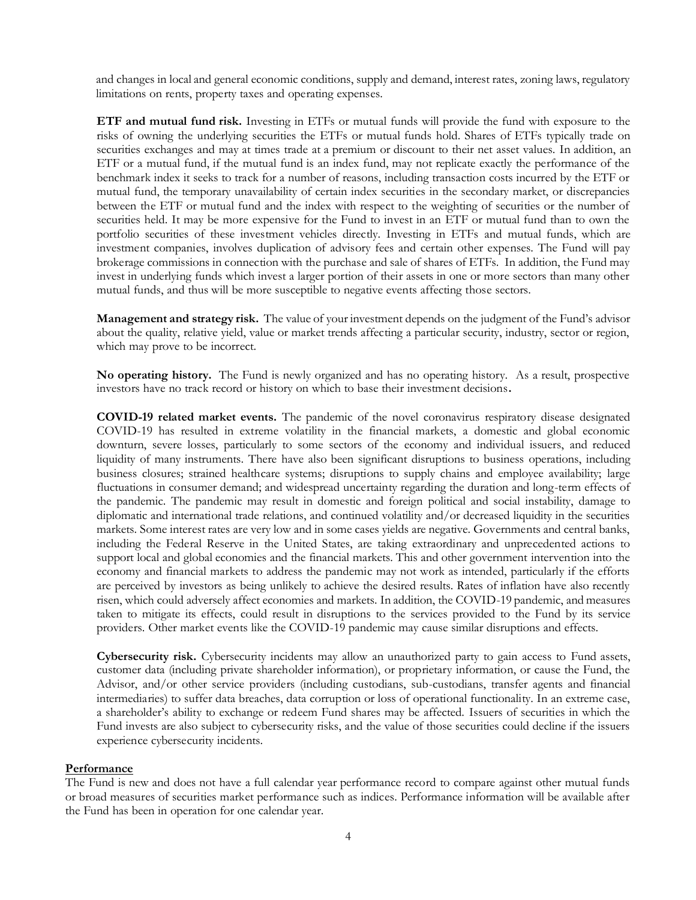and changes in local and general economic conditions, supply and demand, interest rates, zoning laws, regulatory limitations on rents, property taxes and operating expenses.

**ETF and mutual fund risk.** Investing in ETFs or mutual funds will provide the fund with exposure to the risks of owning the underlying securities the ETFs or mutual funds hold. Shares of ETFs typically trade on securities exchanges and may at times trade at a premium or discount to their net asset values. In addition, an ETF or a mutual fund, if the mutual fund is an index fund, may not replicate exactly the performance of the benchmark index it seeks to track for a number of reasons, including transaction costs incurred by the ETF or mutual fund, the temporary unavailability of certain index securities in the secondary market, or discrepancies between the ETF or mutual fund and the index with respect to the weighting of securities or the number of securities held. It may be more expensive for the Fund to invest in an ETF or mutual fund than to own the portfolio securities of these investment vehicles directly. Investing in ETFs and mutual funds, which are investment companies, involves duplication of advisory fees and certain other expenses. The Fund will pay brokerage commissions in connection with the purchase and sale of shares of ETFs. In addition, the Fund may invest in underlying funds which invest a larger portion of their assets in one or more sectors than many other mutual funds, and thus will be more susceptible to negative events affecting those sectors.

**Management and strategy risk.** The value of your investment depends on the judgment of the Fund's advisor about the quality, relative yield, value or market trends affecting a particular security, industry, sector or region, which may prove to be incorrect.

**No operating history.** The Fund is newly organized and has no operating history. As a result, prospective investors have no track record or history on which to base their investment decisions.

**COVID-19 related market events.** The pandemic of the novel coronavirus respiratory disease designated COVID-19 has resulted in extreme volatility in the financial markets, a domestic and global economic downturn, severe losses, particularly to some sectors of the economy and individual issuers, and reduced liquidity of many instruments. There have also been significant disruptions to business operations, including business closures; strained healthcare systems; disruptions to supply chains and employee availability; large fluctuations in consumer demand; and widespread uncertainty regarding the duration and long-term effects of the pandemic. The pandemic may result in domestic and foreign political and social instability, damage to diplomatic and international trade relations, and continued volatility and/or decreased liquidity in the securities markets. Some interest rates are very low and in some cases yields are negative. Governments and central banks, including the Federal Reserve in the United States, are taking extraordinary and unprecedented actions to support local and global economies and the financial markets. This and other government intervention into the economy and financial markets to address the pandemic may not work as intended, particularly if the efforts are perceived by investors as being unlikely to achieve the desired results. Rates of inflation have also recently risen, which could adversely affect economies and markets. In addition, the COVID-19 pandemic, and measures taken to mitigate its effects, could result in disruptions to the services provided to the Fund by its service providers. Other market events like the COVID-19 pandemic may cause similar disruptions and effects.

**Cybersecurity risk.** Cybersecurity incidents may allow an unauthorized party to gain access to Fund assets, customer data (including private shareholder information), or proprietary information, or cause the Fund, the Advisor, and/or other service providers (including custodians, sub-custodians, transfer agents and financial intermediaries) to suffer data breaches, data corruption or loss of operational functionality. In an extreme case, a shareholder's ability to exchange or redeem Fund shares may be affected. Issuers of securities in which the Fund invests are also subject to cybersecurity risks, and the value of those securities could decline if the issuers experience cybersecurity incidents.

## Performance

The Fund is new and does not have a full calendar year performance record to compare against other mutual funds or broad measures of securities market performance such as indices. Performance information will be available after the Fund has been in operation for one calendar year.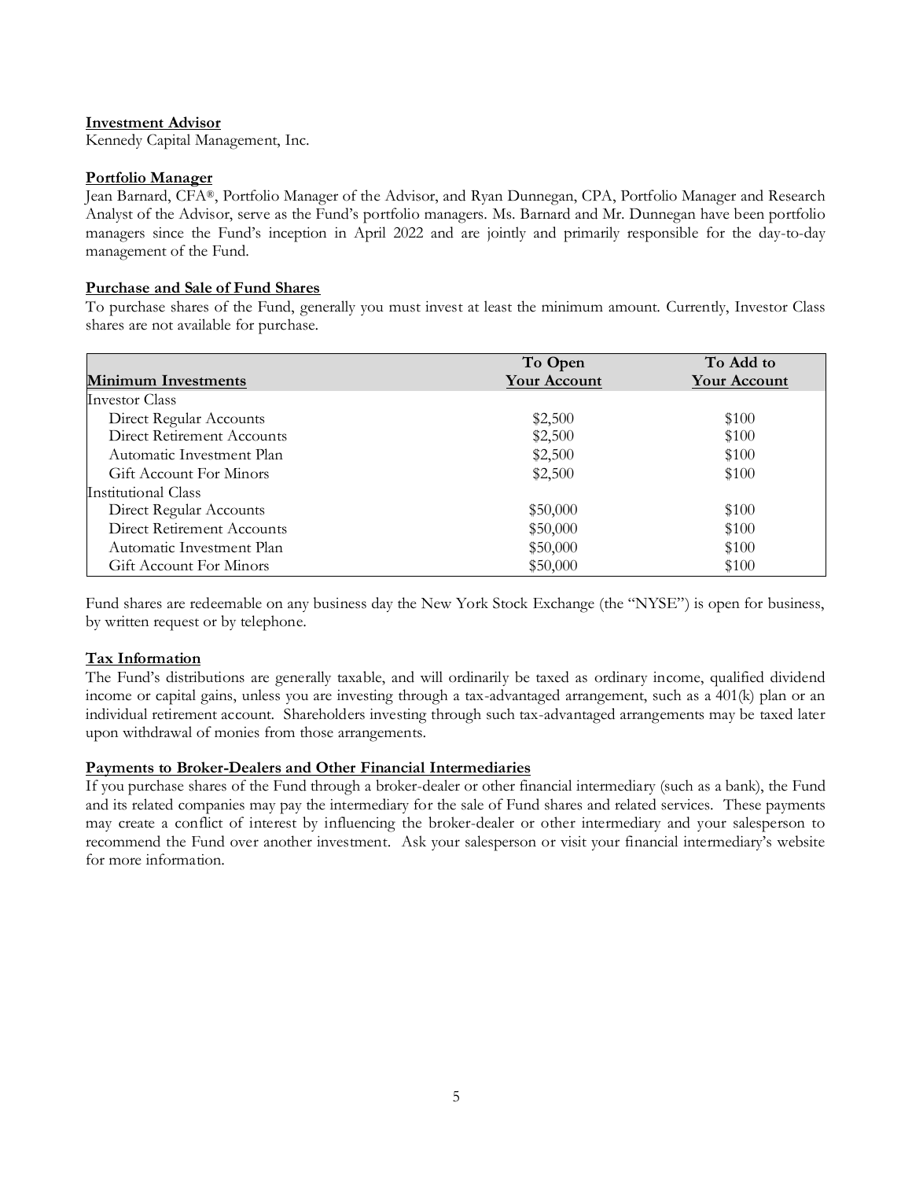**Investment Advisor**

Kennedy Capital Management, Inc.

**Portfolio Manager**

Jean Barnard, CFA®, Portfolio Manager of the Advisor, and Ryan Dunnegan, CPA, Portfolio Manager and Research Analyst of the Advisor, serve as the Fund's portfolio managers. Ms. Barnard and Mr. Dunnegan have been portfolio managers since the Fund's inception in April 2022 and are jointly and primarily responsible for the day-to-day management of the Fund.

**Purchase and Sale of Fund Shares**

To purchase shares of the Fund, generally you must invest at least the minimum amount. Currently, Investor Class shares are not available for purchase.

| Minimum Investments | To Open Your Account | To Add to Your Account |
|---|---|---|
| Investor Class | | |
| Direct Regular Accounts | $2,500 | $100 |
| Direct Retirement Accounts | $2,500 | $100 |
| Automatic Investment Plan | $2,500 | $100 |
| Gift Account For Minors | $2,500 | $100 |
| Institutional Class | | |
| Direct Regular Accounts | $50,000 | $100 |
| Direct Retirement Accounts | $50,000 | $100 |
| Automatic Investment Plan | $50,000 | $100 |
| Gift Account For Minors | $50,000 | $100 |

Fund shares are redeemable on any business day the New York Stock Exchange (the "NYSE") is open for business, by written request or by telephone.

**Tax Information**

The Fund's distributions are generally taxable, and will ordinarily be taxed as ordinary income, qualified dividend income or capital gains, unless you are investing through a tax-advantaged arrangement, such as a 401(k) plan or an individual retirement account. Shareholders investing through such tax-advantaged arrangements may be taxed later upon withdrawal of monies from those arrangements.

**Payments to Broker-Dealers and Other Financial Intermediaries**

If you purchase shares of the Fund through a broker-dealer or other financial intermediary (such as a bank), the Fund and its related companies may pay the intermediary for the sale of Fund shares and related services. These payments may create a conflict of interest by influencing the broker-dealer or other intermediary and your salesperson to recommend the Fund over another investment. Ask your salesperson or visit your financial intermediary's website for more information.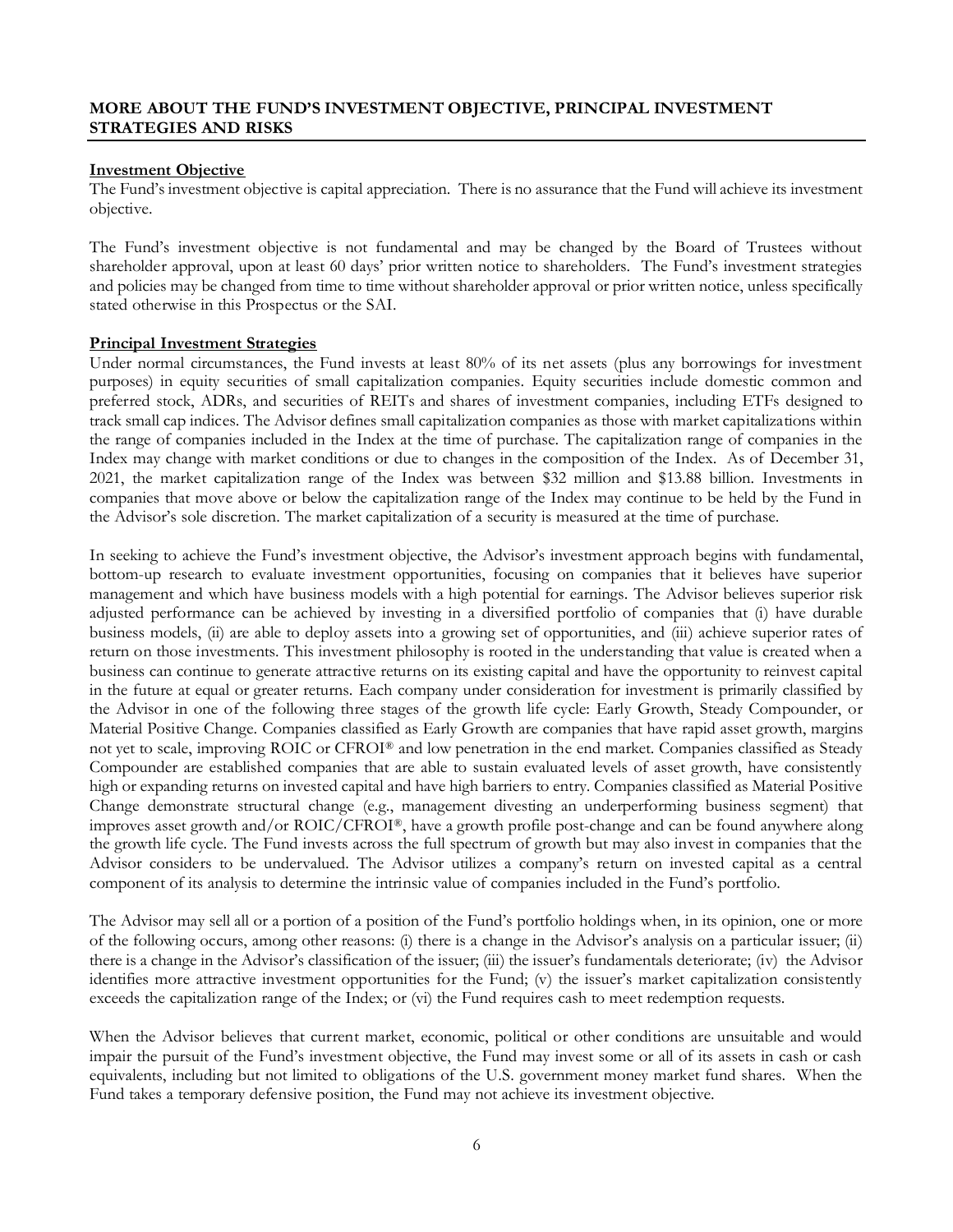## MORE ABOUT THE FUND'S INVESTMENT OBJECTIVE, PRINCIPAL INVESTMENT STRATEGIES AND RISKS

**Investment Objective**

The Fund's investment objective is capital appreciation. There is no assurance that the Fund will achieve its investment objective.

The Fund's investment objective is not fundamental and may be changed by the Board of Trustees without shareholder approval, upon at least 60 days' prior written notice to shareholders. The Fund's investment strategies and policies may be changed from time to time without shareholder approval or prior written notice, unless specifically stated otherwise in this Prospectus or the SAI.

**Principal Investment Strategies**

Under normal circumstances, the Fund invests at least 80% of its net assets (plus any borrowings for investment purposes) in equity securities of small capitalization companies. Equity securities include domestic common and preferred stock, ADRs, and securities of REITs and shares of investment companies, including ETFs designed to track small cap indices. The Advisor defines small capitalization companies as those with market capitalizations within the range of companies included in the Index at the time of purchase. The capitalization range of companies in the Index may change with market conditions or due to changes in the composition of the Index. As of December 31, 2021, the market capitalization range of the Index was between $32 million and $13.88 billion. Investments in companies that move above or below the capitalization range of the Index may continue to be held by the Fund in the Advisor's sole discretion. The market capitalization of a security is measured at the time of purchase.

In seeking to achieve the Fund's investment objective, the Advisor's investment approach begins with fundamental, bottom-up research to evaluate investment opportunities, focusing on companies that it believes have superior management and which have business models with a high potential for earnings. The Advisor believes superior risk adjusted performance can be achieved by investing in a diversified portfolio of companies that (i) have durable business models, (ii) are able to deploy assets into a growing set of opportunities, and (iii) achieve superior rates of return on those investments. This investment philosophy is rooted in the understanding that value is created when a business can continue to generate attractive returns on its existing capital and have the opportunity to reinvest capital in the future at equal or greater returns. Each company under consideration for investment is primarily classified by the Advisor in one of the following three stages of the growth life cycle: Early Growth, Steady Compounder, or Material Positive Change. Companies classified as Early Growth are companies that have rapid asset growth, margins not yet to scale, improving ROIC or CFROI® and low penetration in the end market. Companies classified as Steady Compounder are established companies that are able to sustain evaluated levels of asset growth, have consistently high or expanding returns on invested capital and have high barriers to entry. Companies classified as Material Positive Change demonstrate structural change (e.g., management divesting an underperforming business segment) that improves asset growth and/or ROIC/CFROI®, have a growth profile post-change and can be found anywhere along the growth life cycle. The Fund invests across the full spectrum of growth but may also invest in companies that the Advisor considers to be undervalued. The Advisor utilizes a company's return on invested capital as a central component of its analysis to determine the intrinsic value of companies included in the Fund's portfolio.

The Advisor may sell all or a portion of a position of the Fund's portfolio holdings when, in its opinion, one or more of the following occurs, among other reasons: (i) there is a change in the Advisor's analysis on a particular issuer; (ii) there is a change in the Advisor's classification of the issuer; (iii) the issuer's fundamentals deteriorate; (iv) the Advisor identifies more attractive investment opportunities for the Fund; (v) the issuer's market capitalization consistently exceeds the capitalization range of the Index; or (vi) the Fund requires cash to meet redemption requests.

When the Advisor believes that current market, economic, political or other conditions are unsuitable and would impair the pursuit of the Fund's investment objective, the Fund may invest some or all of its assets in cash or cash equivalents, including but not limited to obligations of the U.S. government money market fund shares. When the Fund takes a temporary defensive position, the Fund may not achieve its investment objective.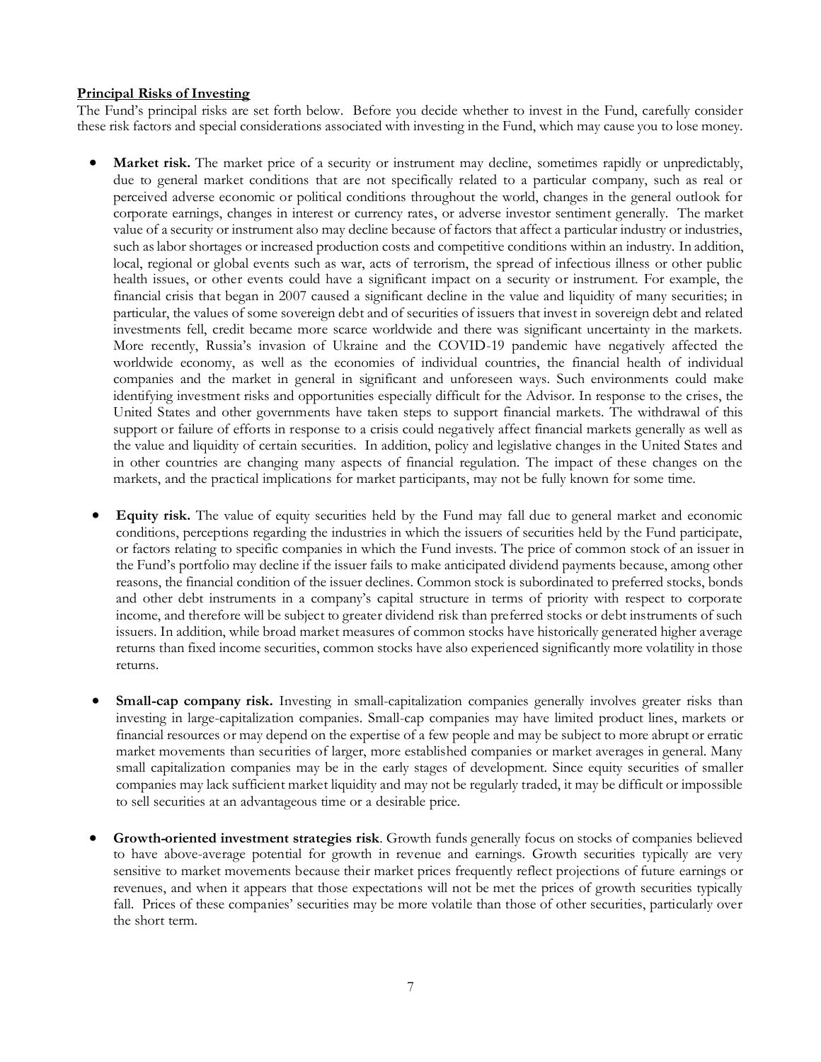**Principal Risks of Investing**

The Fund's principal risks are set forth below. Before you decide whether to invest in the Fund, carefully consider these risk factors and special considerations associated with investing in the Fund, which may cause you to lose money.

- **Market risk.** The market price of a security or instrument may decline, sometimes rapidly or unpredictably, due to general market conditions that are not specifically related to a particular company, such as real or perceived adverse economic or political conditions throughout the world, changes in the general outlook for corporate earnings, changes in interest or currency rates, or adverse investor sentiment generally. The market value of a security or instrument also may decline because of factors that affect a particular industry or industries, such as labor shortages or increased production costs and competitive conditions within an industry. In addition, local, regional or global events such as war, acts of terrorism, the spread of infectious illness or other public health issues, or other events could have a significant impact on a security or instrument. For example, the financial crisis that began in 2007 caused a significant decline in the value and liquidity of many securities; in particular, the values of some sovereign debt and of securities of issuers that invest in sovereign debt and related investments fell, credit became more scarce worldwide and there was significant uncertainty in the markets. More recently, Russia's invasion of Ukraine and the COVID-19 pandemic have negatively affected the worldwide economy, as well as the economies of individual countries, the financial health of individual companies and the market in general in significant and unforeseen ways. Such environments could make identifying investment risks and opportunities especially difficult for the Advisor. In response to the crises, the United States and other governments have taken steps to support financial markets. The withdrawal of this support or failure of efforts in response to a crisis could negatively affect financial markets generally as well as the value and liquidity of certain securities. In addition, policy and legislative changes in the United States and in other countries are changing many aspects of financial regulation. The impact of these changes on the markets, and the practical implications for market participants, may not be fully known for some time.

- **Equity risk.** The value of equity securities held by the Fund may fall due to general market and economic conditions, perceptions regarding the industries in which the issuers of securities held by the Fund participate, or factors relating to specific companies in which the Fund invests. The price of common stock of an issuer in the Fund's portfolio may decline if the issuer fails to make anticipated dividend payments because, among other reasons, the financial condition of the issuer declines. Common stock is subordinated to preferred stocks, bonds and other debt instruments in a company's capital structure in terms of priority with respect to corporate income, and therefore will be subject to greater dividend risk than preferred stocks or debt instruments of such issuers. In addition, while broad market measures of common stocks have historically generated higher average returns than fixed income securities, common stocks have also experienced significantly more volatility in those returns.

- **Small-cap company risk.** Investing in small-capitalization companies generally involves greater risks than investing in large-capitalization companies. Small-cap companies may have limited product lines, markets or financial resources or may depend on the expertise of a few people and may be subject to more abrupt or erratic market movements than securities of larger, more established companies or market averages in general. Many small capitalization companies may be in the early stages of development. Since equity securities of smaller companies may lack sufficient market liquidity and may not be regularly traded, it may be difficult or impossible to sell securities at an advantageous time or a desirable price.

- **Growth-oriented investment strategies risk**. Growth funds generally focus on stocks of companies believed to have above-average potential for growth in revenue and earnings. Growth securities typically are very sensitive to market movements because their market prices frequently reflect projections of future earnings or revenues, and when it appears that those expectations will not be met the prices of growth securities typically fall. Prices of these companies' securities may be more volatile than those of other securities, particularly over the short term.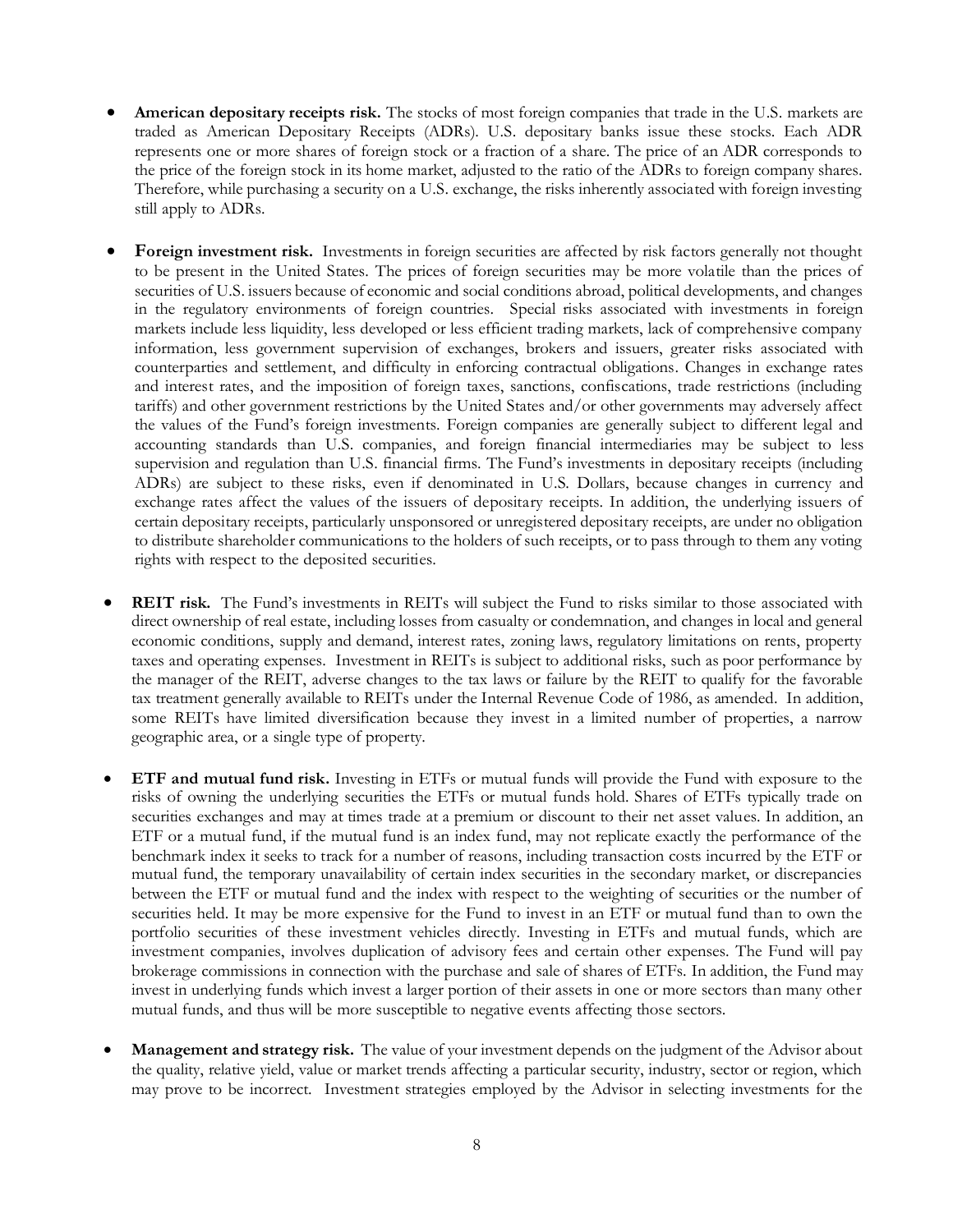- **American depositary receipts risk.** The stocks of most foreign companies that trade in the U.S. markets are traded as American Depositary Receipts (ADRs). U.S. depositary banks issue these stocks. Each ADR represents one or more shares of foreign stock or a fraction of a share. The price of an ADR corresponds to the price of the foreign stock in its home market, adjusted to the ratio of the ADRs to foreign company shares. Therefore, while purchasing a security on a U.S. exchange, the risks inherently associated with foreign investing still apply to ADRs.

- **Foreign investment risk.** Investments in foreign securities are affected by risk factors generally not thought to be present in the United States. The prices of foreign securities may be more volatile than the prices of securities of U.S. issuers because of economic and social conditions abroad, political developments, and changes in the regulatory environments of foreign countries. Special risks associated with investments in foreign markets include less liquidity, less developed or less efficient trading markets, lack of comprehensive company information, less government supervision of exchanges, brokers and issuers, greater risks associated with counterparties and settlement, and difficulty in enforcing contractual obligations. Changes in exchange rates and interest rates, and the imposition of foreign taxes, sanctions, confiscations, trade restrictions (including tariffs) and other government restrictions by the United States and/or other governments may adversely affect the values of the Fund's foreign investments. Foreign companies are generally subject to different legal and accounting standards than U.S. companies, and foreign financial intermediaries may be subject to less supervision and regulation than U.S. financial firms. The Fund's investments in depositary receipts (including ADRs) are subject to these risks, even if denominated in U.S. Dollars, because changes in currency and exchange rates affect the values of the issuers of depositary receipts. In addition, the underlying issuers of certain depositary receipts, particularly unsponsored or unregistered depositary receipts, are under no obligation to distribute shareholder communications to the holders of such receipts, or to pass through to them any voting rights with respect to the deposited securities.

- **REIT risk.** The Fund's investments in REITs will subject the Fund to risks similar to those associated with direct ownership of real estate, including losses from casualty or condemnation, and changes in local and general economic conditions, supply and demand, interest rates, zoning laws, regulatory limitations on rents, property taxes and operating expenses. Investment in REITs is subject to additional risks, such as poor performance by the manager of the REIT, adverse changes to the tax laws or failure by the REIT to qualify for the favorable tax treatment generally available to REITs under the Internal Revenue Code of 1986, as amended. In addition, some REITs have limited diversification because they invest in a limited number of properties, a narrow geographic area, or a single type of property.

- **ETF and mutual fund risk.** Investing in ETFs or mutual funds will provide the Fund with exposure to the risks of owning the underlying securities the ETFs or mutual funds hold. Shares of ETFs typically trade on securities exchanges and may at times trade at a premium or discount to their net asset values. In addition, an ETF or a mutual fund, if the mutual fund is an index fund, may not replicate exactly the performance of the benchmark index it seeks to track for a number of reasons, including transaction costs incurred by the ETF or mutual fund, the temporary unavailability of certain index securities in the secondary market, or discrepancies between the ETF or mutual fund and the index with respect to the weighting of securities or the number of securities held. It may be more expensive for the Fund to invest in an ETF or mutual fund than to own the portfolio securities of these investment vehicles directly. Investing in ETFs and mutual funds, which are investment companies, involves duplication of advisory fees and certain other expenses. The Fund will pay brokerage commissions in connection with the purchase and sale of shares of ETFs. In addition, the Fund may invest in underlying funds which invest a larger portion of their assets in one or more sectors than many other mutual funds, and thus will be more susceptible to negative events affecting those sectors.

- **Management and strategy risk.** The value of your investment depends on the judgment of the Advisor about the quality, relative yield, value or market trends affecting a particular security, industry, sector or region, which may prove to be incorrect. Investment strategies employed by the Advisor in selecting investments for the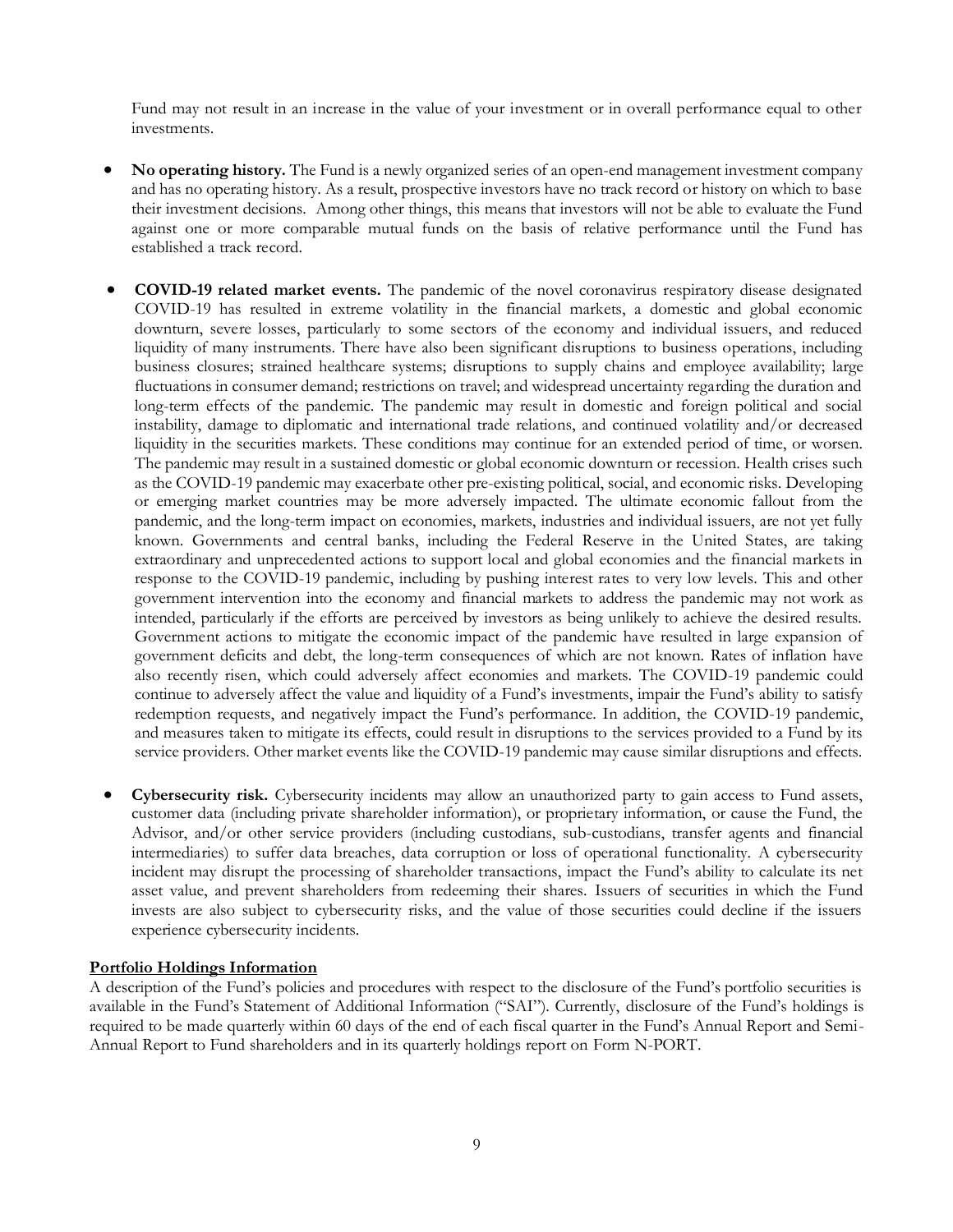Fund may not result in an increase in the value of your investment or in overall performance equal to other investments.

- **No operating history.** The Fund is a newly organized series of an open-end management investment company and has no operating history. As a result, prospective investors have no track record or history on which to base their investment decisions. Among other things, this means that investors will not be able to evaluate the Fund against one or more comparable mutual funds on the basis of relative performance until the Fund has established a track record.

- **COVID-19 related market events.** The pandemic of the novel coronavirus respiratory disease designated COVID-19 has resulted in extreme volatility in the financial markets, a domestic and global economic downturn, severe losses, particularly to some sectors of the economy and individual issuers, and reduced liquidity of many instruments. There have also been significant disruptions to business operations, including business closures; strained healthcare systems; disruptions to supply chains and employee availability; large fluctuations in consumer demand; restrictions on travel; and widespread uncertainty regarding the duration and long-term effects of the pandemic. The pandemic may result in domestic and foreign political and social instability, damage to diplomatic and international trade relations, and continued volatility and/or decreased liquidity in the securities markets. These conditions may continue for an extended period of time, or worsen. The pandemic may result in a sustained domestic or global economic downturn or recession. Health crises such as the COVID-19 pandemic may exacerbate other pre-existing political, social, and economic risks. Developing or emerging market countries may be more adversely impacted. The ultimate economic fallout from the pandemic, and the long-term impact on economies, markets, industries and individual issuers, are not yet fully known. Governments and central banks, including the Federal Reserve in the United States, are taking extraordinary and unprecedented actions to support local and global economies and the financial markets in response to the COVID-19 pandemic, including by pushing interest rates to very low levels. This and other government intervention into the economy and financial markets to address the pandemic may not work as intended, particularly if the efforts are perceived by investors as being unlikely to achieve the desired results. Government actions to mitigate the economic impact of the pandemic have resulted in large expansion of government deficits and debt, the long-term consequences of which are not known. Rates of inflation have also recently risen, which could adversely affect economies and markets. The COVID-19 pandemic could continue to adversely affect the value and liquidity of a Fund's investments, impair the Fund's ability to satisfy redemption requests, and negatively impact the Fund's performance. In addition, the COVID-19 pandemic, and measures taken to mitigate its effects, could result in disruptions to the services provided to a Fund by its service providers. Other market events like the COVID-19 pandemic may cause similar disruptions and effects.

- **Cybersecurity risk.** Cybersecurity incidents may allow an unauthorized party to gain access to Fund assets, customer data (including private shareholder information), or proprietary information, or cause the Fund, the Advisor, and/or other service providers (including custodians, sub-custodians, transfer agents and financial intermediaries) to suffer data breaches, data corruption or loss of operational functionality. A cybersecurity incident may disrupt the processing of shareholder transactions, impact the Fund's ability to calculate its net asset value, and prevent shareholders from redeeming their shares. Issuers of securities in which the Fund invests are also subject to cybersecurity risks, and the value of those securities could decline if the issuers experience cybersecurity incidents.

**Portfolio Holdings Information**

A description of the Fund's policies and procedures with respect to the disclosure of the Fund's portfolio securities is available in the Fund's Statement of Additional Information ("SAI"). Currently, disclosure of the Fund's holdings is required to be made quarterly within 60 days of the end of each fiscal quarter in the Fund's Annual Report and Semi-Annual Report to Fund shareholders and in its quarterly holdings report on Form N-PORT.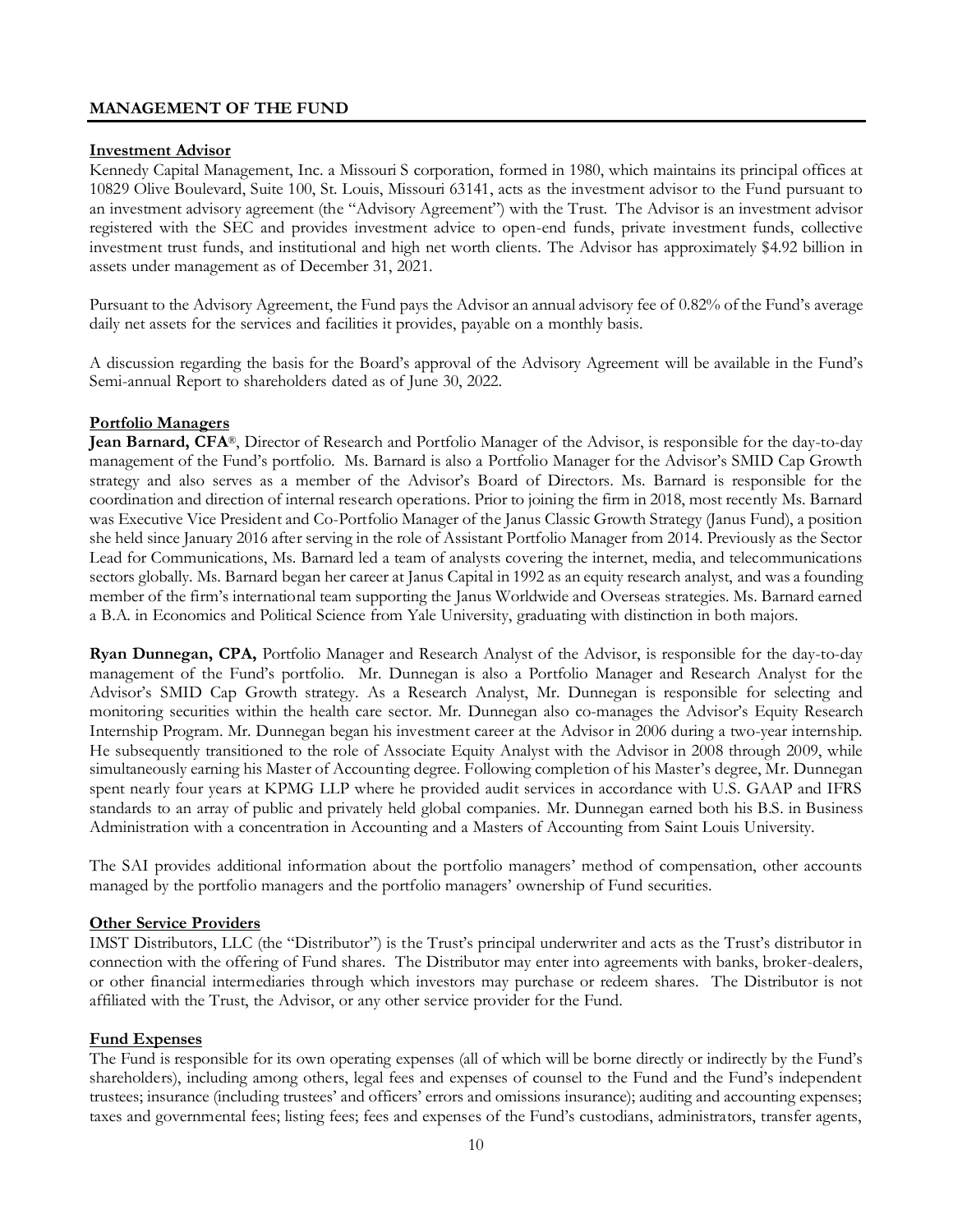## MANAGEMENT OF THE FUND

### Investment Advisor

Kennedy Capital Management, Inc. a Missouri S corporation, formed in 1980, which maintains its principal offices at 10829 Olive Boulevard, Suite 100, St. Louis, Missouri 63141, acts as the investment advisor to the Fund pursuant to an investment advisory agreement (the "Advisory Agreement") with the Trust. The Advisor is an investment advisor registered with the SEC and provides investment advice to open-end funds, private investment funds, collective investment trust funds, and institutional and high net worth clients. The Advisor has approximately $4.92 billion in assets under management as of December 31, 2021.

Pursuant to the Advisory Agreement, the Fund pays the Advisor an annual advisory fee of 0.82% of the Fund's average daily net assets for the services and facilities it provides, payable on a monthly basis.

A discussion regarding the basis for the Board's approval of the Advisory Agreement will be available in the Fund's Semi-annual Report to shareholders dated as of June 30, 2022.

### Portfolio Managers

**Jean Barnard, CFA®**, Director of Research and Portfolio Manager of the Advisor, is responsible for the day-to-day management of the Fund's portfolio. Ms. Barnard is also a Portfolio Manager for the Advisor's SMID Cap Growth strategy and also serves as a member of the Advisor's Board of Directors. Ms. Barnard is responsible for the coordination and direction of internal research operations. Prior to joining the firm in 2018, most recently Ms. Barnard was Executive Vice President and Co-Portfolio Manager of the Janus Classic Growth Strategy (Janus Fund), a position she held since January 2016 after serving in the role of Assistant Portfolio Manager from 2014. Previously as the Sector Lead for Communications, Ms. Barnard led a team of analysts covering the internet, media, and telecommunications sectors globally. Ms. Barnard began her career at Janus Capital in 1992 as an equity research analyst, and was a founding member of the firm's international team supporting the Janus Worldwide and Overseas strategies. Ms. Barnard earned a B.A. in Economics and Political Science from Yale University, graduating with distinction in both majors.

**Ryan Dunnegan, CPA,** Portfolio Manager and Research Analyst of the Advisor, is responsible for the day-to-day management of the Fund's portfolio. Mr. Dunnegan is also a Portfolio Manager and Research Analyst for the Advisor's SMID Cap Growth strategy. As a Research Analyst, Mr. Dunnegan is responsible for selecting and monitoring securities within the health care sector. Mr. Dunnegan also co-manages the Advisor's Equity Research Internship Program. Mr. Dunnegan began his investment career at the Advisor in 2006 during a two-year internship. He subsequently transitioned to the role of Associate Equity Analyst with the Advisor in 2008 through 2009, while simultaneously earning his Master of Accounting degree. Following completion of his Master's degree, Mr. Dunnegan spent nearly four years at KPMG LLP where he provided audit services in accordance with U.S. GAAP and IFRS standards to an array of public and privately held global companies. Mr. Dunnegan earned both his B.S. in Business Administration with a concentration in Accounting and a Masters of Accounting from Saint Louis University.

The SAI provides additional information about the portfolio managers' method of compensation, other accounts managed by the portfolio managers and the portfolio managers' ownership of Fund securities.

### Other Service Providers

IMST Distributors, LLC (the "Distributor") is the Trust's principal underwriter and acts as the Trust's distributor in connection with the offering of Fund shares. The Distributor may enter into agreements with banks, broker-dealers, or other financial intermediaries through which investors may purchase or redeem shares. The Distributor is not affiliated with the Trust, the Advisor, or any other service provider for the Fund.

### Fund Expenses

The Fund is responsible for its own operating expenses (all of which will be borne directly or indirectly by the Fund's shareholders), including among others, legal fees and expenses of counsel to the Fund and the Fund's independent trustees; insurance (including trustees' and officers' errors and omissions insurance); auditing and accounting expenses; taxes and governmental fees; listing fees; fees and expenses of the Fund's custodians, administrators, transfer agents,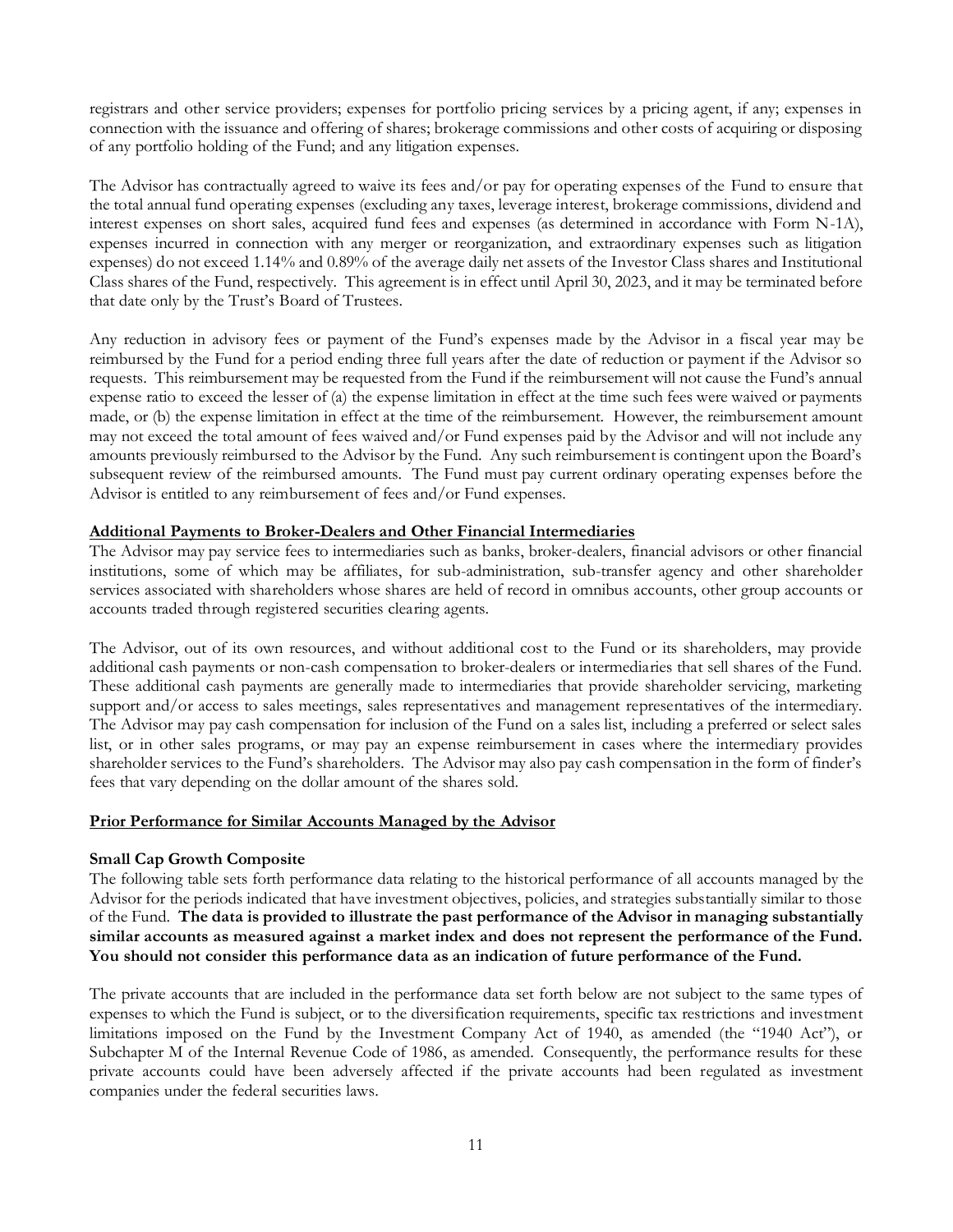registrars and other service providers; expenses for portfolio pricing services by a pricing agent, if any; expenses in connection with the issuance and offering of shares; brokerage commissions and other costs of acquiring or disposing of any portfolio holding of the Fund; and any litigation expenses.

The Advisor has contractually agreed to waive its fees and/or pay for operating expenses of the Fund to ensure that the total annual fund operating expenses (excluding any taxes, leverage interest, brokerage commissions, dividend and interest expenses on short sales, acquired fund fees and expenses (as determined in accordance with Form N-1A), expenses incurred in connection with any merger or reorganization, and extraordinary expenses such as litigation expenses) do not exceed 1.14% and 0.89% of the average daily net assets of the Investor Class shares and Institutional Class shares of the Fund, respectively. This agreement is in effect until April 30, 2023, and it may be terminated before that date only by the Trust's Board of Trustees.

Any reduction in advisory fees or payment of the Fund's expenses made by the Advisor in a fiscal year may be reimbursed by the Fund for a period ending three full years after the date of reduction or payment if the Advisor so requests. This reimbursement may be requested from the Fund if the reimbursement will not cause the Fund's annual expense ratio to exceed the lesser of (a) the expense limitation in effect at the time such fees were waived or payments made, or (b) the expense limitation in effect at the time of the reimbursement. However, the reimbursement amount may not exceed the total amount of fees waived and/or Fund expenses paid by the Advisor and will not include any amounts previously reimbursed to the Advisor by the Fund. Any such reimbursement is contingent upon the Board's subsequent review of the reimbursed amounts. The Fund must pay current ordinary operating expenses before the Advisor is entitled to any reimbursement of fees and/or Fund expenses.

**Additional Payments to Broker-Dealers and Other Financial Intermediaries**

The Advisor may pay service fees to intermediaries such as banks, broker-dealers, financial advisors or other financial institutions, some of which may be affiliates, for sub-administration, sub-transfer agency and other shareholder services associated with shareholders whose shares are held of record in omnibus accounts, other group accounts or accounts traded through registered securities clearing agents.

The Advisor, out of its own resources, and without additional cost to the Fund or its shareholders, may provide additional cash payments or non-cash compensation to broker-dealers or intermediaries that sell shares of the Fund. These additional cash payments are generally made to intermediaries that provide shareholder servicing, marketing support and/or access to sales meetings, sales representatives and management representatives of the intermediary. The Advisor may pay cash compensation for inclusion of the Fund on a sales list, including a preferred or select sales list, or in other sales programs, or may pay an expense reimbursement in cases where the intermediary provides shareholder services to the Fund's shareholders. The Advisor may also pay cash compensation in the form of finder's fees that vary depending on the dollar amount of the shares sold.

**Prior Performance for Similar Accounts Managed by the Advisor**

**Small Cap Growth Composite**

The following table sets forth performance data relating to the historical performance of all accounts managed by the Advisor for the periods indicated that have investment objectives, policies, and strategies substantially similar to those of the Fund. **The data is provided to illustrate the past performance of the Advisor in managing substantially similar accounts as measured against a market index and does not represent the performance of the Fund. You should not consider this performance data as an indication of future performance of the Fund.**

The private accounts that are included in the performance data set forth below are not subject to the same types of expenses to which the Fund is subject, or to the diversification requirements, specific tax restrictions and investment limitations imposed on the Fund by the Investment Company Act of 1940, as amended (the "1940 Act"), or Subchapter M of the Internal Revenue Code of 1986, as amended. Consequently, the performance results for these private accounts could have been adversely affected if the private accounts had been regulated as investment companies under the federal securities laws.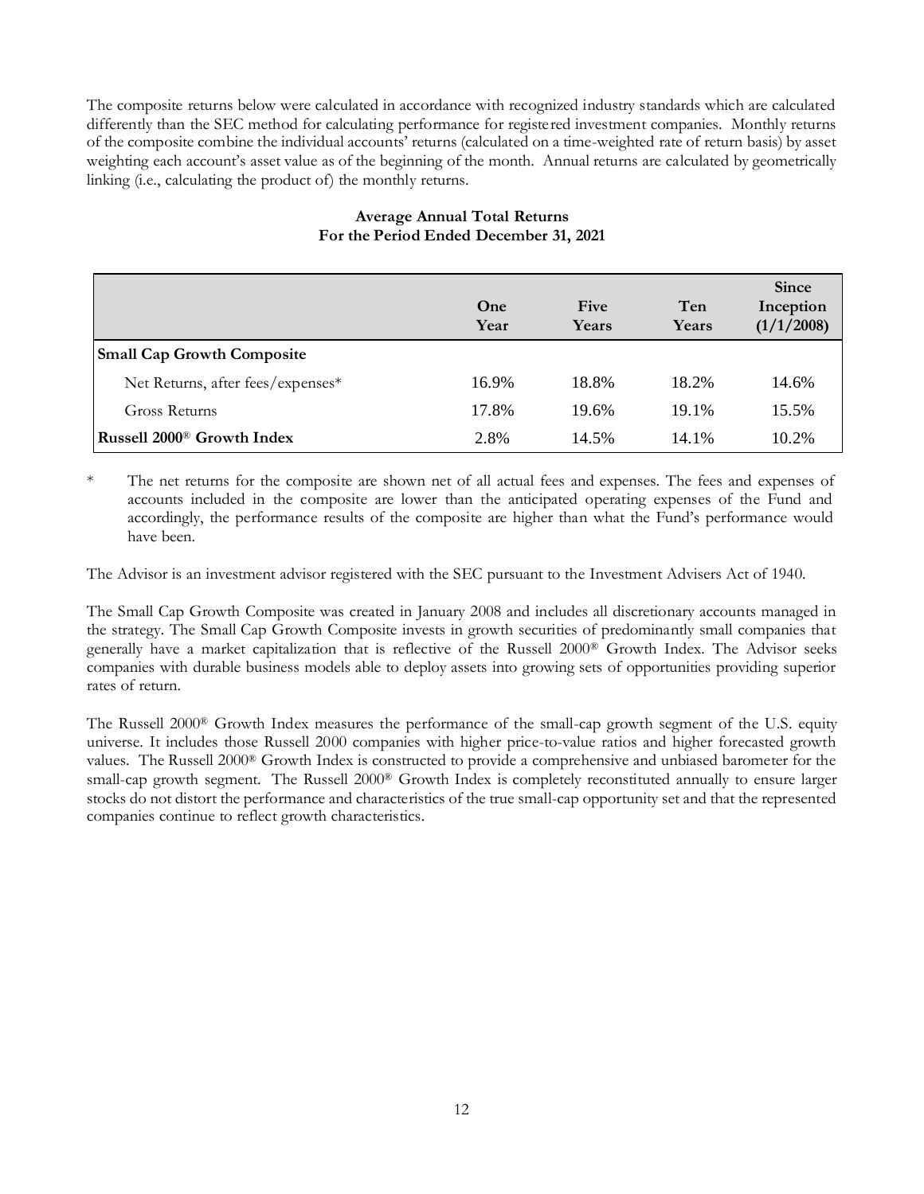The composite returns below were calculated in accordance with recognized industry standards which are calculated differently than the SEC method for calculating performance for registered investment companies. Monthly returns of the composite combine the individual accounts' returns (calculated on a time-weighted rate of return basis) by asset weighting each account's asset value as of the beginning of the month. Annual returns are calculated by geometrically linking (i.e., calculating the product of) the monthly returns.

**Average Annual Total Returns**
**For the Period Ended December 31, 2021**

| | One Year | Five Years | Ten Years | Since Inception (1/1/2008) |
|---|---|---|---|---|
| **Small Cap Growth Composite** | | | | |
| Net Returns, after fees/expenses* | 16.9% | 18.8% | 18.2% | 14.6% |
| Gross Returns | 17.8% | 19.6% | 19.1% | 15.5% |
| **Russell 2000® Growth Index** | 2.8% | 14.5% | 14.1% | 10.2% |

\* The net returns for the composite are shown net of all actual fees and expenses. The fees and expenses of accounts included in the composite are lower than the anticipated operating expenses of the Fund and accordingly, the performance results of the composite are higher than what the Fund's performance would have been.

The Advisor is an investment advisor registered with the SEC pursuant to the Investment Advisers Act of 1940.

The Small Cap Growth Composite was created in January 2008 and includes all discretionary accounts managed in the strategy. The Small Cap Growth Composite invests in growth securities of predominantly small companies that generally have a market capitalization that is reflective of the Russell 2000® Growth Index. The Advisor seeks companies with durable business models able to deploy assets into growing sets of opportunities providing superior rates of return.

The Russell 2000® Growth Index measures the performance of the small-cap growth segment of the U.S. equity universe. It includes those Russell 2000 companies with higher price-to-value ratios and higher forecasted growth values. The Russell 2000® Growth Index is constructed to provide a comprehensive and unbiased barometer for the small-cap growth segment. The Russell 2000® Growth Index is completely reconstituted annually to ensure larger stocks do not distort the performance and characteristics of the true small-cap opportunity set and that the represented companies continue to reflect growth characteristics.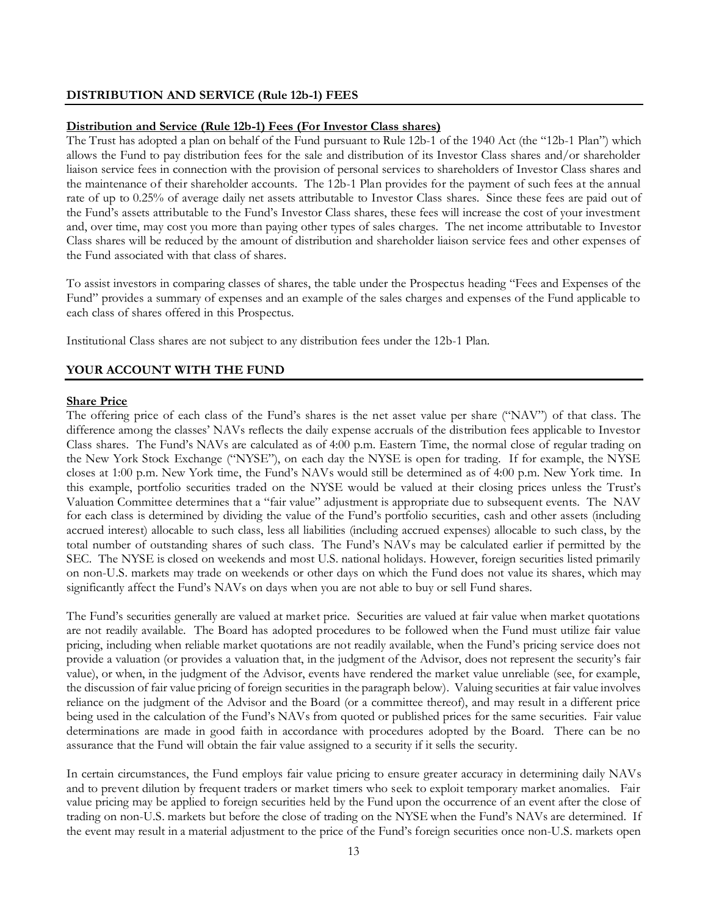## DISTRIBUTION AND SERVICE (Rule 12b-1) FEES

**Distribution and Service (Rule 12b-1) Fees (For Investor Class shares)**

The Trust has adopted a plan on behalf of the Fund pursuant to Rule 12b-1 of the 1940 Act (the "12b-1 Plan") which allows the Fund to pay distribution fees for the sale and distribution of its Investor Class shares and/or shareholder liaison service fees in connection with the provision of personal services to shareholders of Investor Class shares and the maintenance of their shareholder accounts. The 12b-1 Plan provides for the payment of such fees at the annual rate of up to 0.25% of average daily net assets attributable to Investor Class shares. Since these fees are paid out of the Fund's assets attributable to the Fund's Investor Class shares, these fees will increase the cost of your investment and, over time, may cost you more than paying other types of sales charges. The net income attributable to Investor Class shares will be reduced by the amount of distribution and shareholder liaison service fees and other expenses of the Fund associated with that class of shares.

To assist investors in comparing classes of shares, the table under the Prospectus heading "Fees and Expenses of the Fund" provides a summary of expenses and an example of the sales charges and expenses of the Fund applicable to each class of shares offered in this Prospectus.

Institutional Class shares are not subject to any distribution fees under the 12b-1 Plan.

## YOUR ACCOUNT WITH THE FUND

**Share Price**

The offering price of each class of the Fund's shares is the net asset value per share ("NAV") of that class. The difference among the classes' NAVs reflects the daily expense accruals of the distribution fees applicable to Investor Class shares. The Fund's NAVs are calculated as of 4:00 p.m. Eastern Time, the normal close of regular trading on the New York Stock Exchange ("NYSE"), on each day the NYSE is open for trading. If for example, the NYSE closes at 1:00 p.m. New York time, the Fund's NAVs would still be determined as of 4:00 p.m. New York time. In this example, portfolio securities traded on the NYSE would be valued at their closing prices unless the Trust's Valuation Committee determines that a "fair value" adjustment is appropriate due to subsequent events. The NAV for each class is determined by dividing the value of the Fund's portfolio securities, cash and other assets (including accrued interest) allocable to such class, less all liabilities (including accrued expenses) allocable to such class, by the total number of outstanding shares of such class. The Fund's NAVs may be calculated earlier if permitted by the SEC. The NYSE is closed on weekends and most U.S. national holidays. However, foreign securities listed primarily on non-U.S. markets may trade on weekends or other days on which the Fund does not value its shares, which may significantly affect the Fund's NAVs on days when you are not able to buy or sell Fund shares.

The Fund's securities generally are valued at market price. Securities are valued at fair value when market quotations are not readily available. The Board has adopted procedures to be followed when the Fund must utilize fair value pricing, including when reliable market quotations are not readily available, when the Fund's pricing service does not provide a valuation (or provides a valuation that, in the judgment of the Advisor, does not represent the security's fair value), or when, in the judgment of the Advisor, events have rendered the market value unreliable (see, for example, the discussion of fair value pricing of foreign securities in the paragraph below). Valuing securities at fair value involves reliance on the judgment of the Advisor and the Board (or a committee thereof), and may result in a different price being used in the calculation of the Fund's NAVs from quoted or published prices for the same securities. Fair value determinations are made in good faith in accordance with procedures adopted by the Board. There can be no assurance that the Fund will obtain the fair value assigned to a security if it sells the security.

In certain circumstances, the Fund employs fair value pricing to ensure greater accuracy in determining daily NAVs and to prevent dilution by frequent traders or market timers who seek to exploit temporary market anomalies. Fair value pricing may be applied to foreign securities held by the Fund upon the occurrence of an event after the close of trading on non-U.S. markets but before the close of trading on the NYSE when the Fund's NAVs are determined. If the event may result in a material adjustment to the price of the Fund's foreign securities once non-U.S. markets open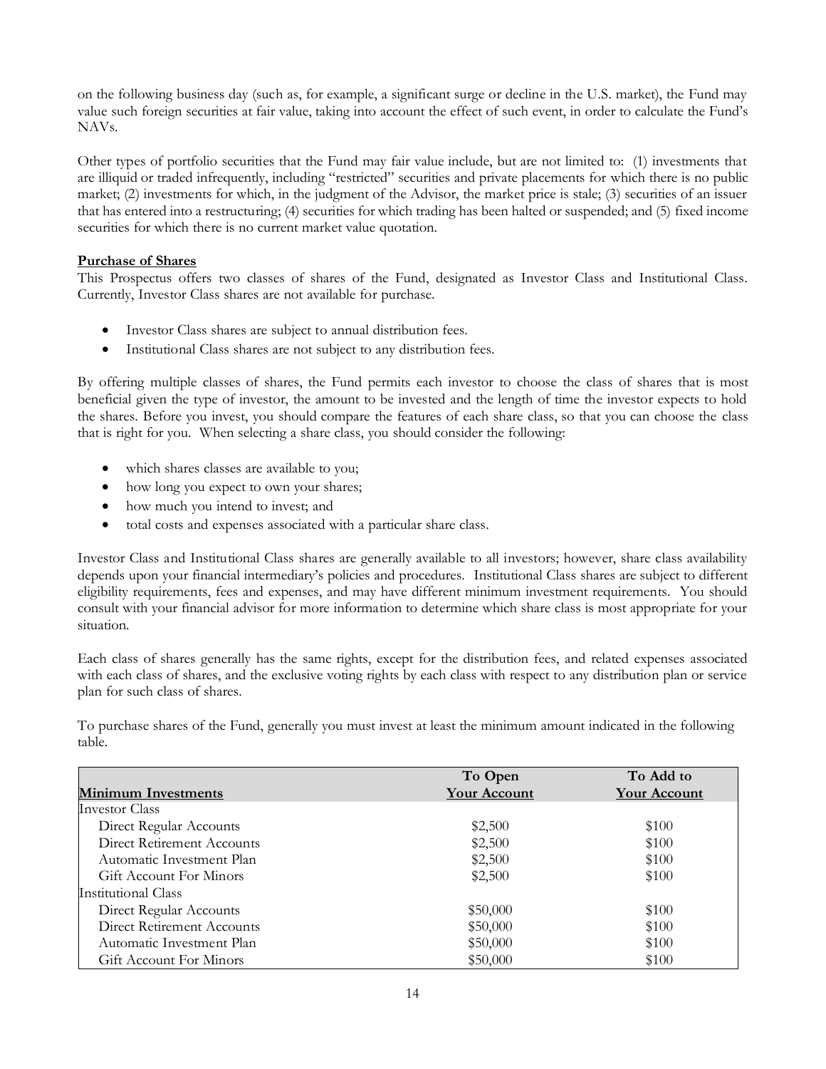on the following business day (such as, for example, a significant surge or decline in the U.S. market), the Fund may value such foreign securities at fair value, taking into account the effect of such event, in order to calculate the Fund's NAVs.

Other types of portfolio securities that the Fund may fair value include, but are not limited to: (1) investments that are illiquid or traded infrequently, including "restricted" securities and private placements for which there is no public market; (2) investments for which, in the judgment of the Advisor, the market price is stale; (3) securities of an issuer that has entered into a restructuring; (4) securities for which trading has been halted or suspended; and (5) fixed income securities for which there is no current market value quotation.

**Purchase of Shares**

This Prospectus offers two classes of shares of the Fund, designated as Investor Class and Institutional Class. Currently, Investor Class shares are not available for purchase.

- Investor Class shares are subject to annual distribution fees.
- Institutional Class shares are not subject to any distribution fees.

By offering multiple classes of shares, the Fund permits each investor to choose the class of shares that is most beneficial given the type of investor, the amount to be invested and the length of time the investor expects to hold the shares. Before you invest, you should compare the features of each share class, so that you can choose the class that is right for you. When selecting a share class, you should consider the following:

- which shares classes are available to you;
- how long you expect to own your shares;
- how much you intend to invest; and
- total costs and expenses associated with a particular share class.

Investor Class and Institutional Class shares are generally available to all investors; however, share class availability depends upon your financial intermediary's policies and procedures. Institutional Class shares are subject to different eligibility requirements, fees and expenses, and may have different minimum investment requirements. You should consult with your financial advisor for more information to determine which share class is most appropriate for your situation.

Each class of shares generally has the same rights, except for the distribution fees, and related expenses associated with each class of shares, and the exclusive voting rights by each class with respect to any distribution plan or service plan for such class of shares.

To purchase shares of the Fund, generally you must invest at least the minimum amount indicated in the following table.

| Minimum Investments | To Open Your Account | To Add to Your Account |
|---|---|---|
| Investor Class | | |
| Direct Regular Accounts | $2,500 | $100 |
| Direct Retirement Accounts | $2,500 | $100 |
| Automatic Investment Plan | $2,500 | $100 |
| Gift Account For Minors | $2,500 | $100 |
| Institutional Class | | |
| Direct Regular Accounts | $50,000 | $100 |
| Direct Retirement Accounts | $50,000 | $100 |
| Automatic Investment Plan | $50,000 | $100 |
| Gift Account For Minors | $50,000 | $100 |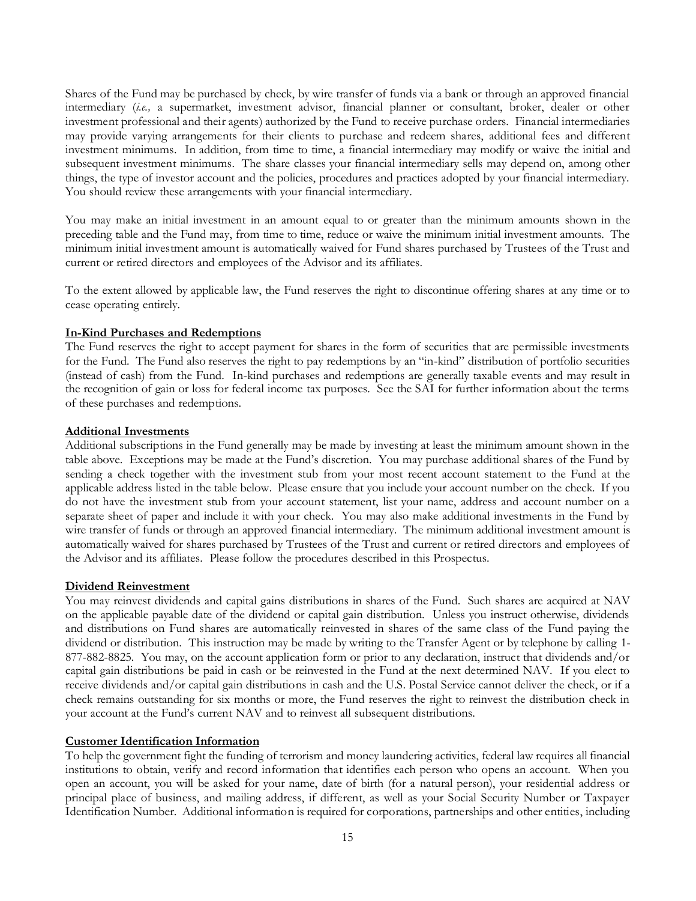Shares of the Fund may be purchased by check, by wire transfer of funds via a bank or through an approved financial intermediary (*i.e.,* a supermarket, investment advisor, financial planner or consultant, broker, dealer or other investment professional and their agents) authorized by the Fund to receive purchase orders. Financial intermediaries may provide varying arrangements for their clients to purchase and redeem shares, additional fees and different investment minimums. In addition, from time to time, a financial intermediary may modify or waive the initial and subsequent investment minimums. The share classes your financial intermediary sells may depend on, among other things, the type of investor account and the policies, procedures and practices adopted by your financial intermediary. You should review these arrangements with your financial intermediary.

You may make an initial investment in an amount equal to or greater than the minimum amounts shown in the preceding table and the Fund may, from time to time, reduce or waive the minimum initial investment amounts. The minimum initial investment amount is automatically waived for Fund shares purchased by Trustees of the Trust and current or retired directors and employees of the Advisor and its affiliates.

To the extent allowed by applicable law, the Fund reserves the right to discontinue offering shares at any time or to cease operating entirely.

**In-Kind Purchases and Redemptions**

The Fund reserves the right to accept payment for shares in the form of securities that are permissible investments for the Fund. The Fund also reserves the right to pay redemptions by an "in-kind" distribution of portfolio securities (instead of cash) from the Fund. In-kind purchases and redemptions are generally taxable events and may result in the recognition of gain or loss for federal income tax purposes. See the SAI for further information about the terms of these purchases and redemptions.

**Additional Investments**

Additional subscriptions in the Fund generally may be made by investing at least the minimum amount shown in the table above. Exceptions may be made at the Fund's discretion. You may purchase additional shares of the Fund by sending a check together with the investment stub from your most recent account statement to the Fund at the applicable address listed in the table below. Please ensure that you include your account number on the check. If you do not have the investment stub from your account statement, list your name, address and account number on a separate sheet of paper and include it with your check. You may also make additional investments in the Fund by wire transfer of funds or through an approved financial intermediary. The minimum additional investment amount is automatically waived for shares purchased by Trustees of the Trust and current or retired directors and employees of the Advisor and its affiliates. Please follow the procedures described in this Prospectus.

**Dividend Reinvestment**

You may reinvest dividends and capital gains distributions in shares of the Fund. Such shares are acquired at NAV on the applicable payable date of the dividend or capital gain distribution. Unless you instruct otherwise, dividends and distributions on Fund shares are automatically reinvested in shares of the same class of the Fund paying the dividend or distribution. This instruction may be made by writing to the Transfer Agent or by telephone by calling 1-877-882-8825. You may, on the account application form or prior to any declaration, instruct that dividends and/or capital gain distributions be paid in cash or be reinvested in the Fund at the next determined NAV. If you elect to receive dividends and/or capital gain distributions in cash and the U.S. Postal Service cannot deliver the check, or if a check remains outstanding for six months or more, the Fund reserves the right to reinvest the distribution check in your account at the Fund's current NAV and to reinvest all subsequent distributions.

**Customer Identification Information**

To help the government fight the funding of terrorism and money laundering activities, federal law requires all financial institutions to obtain, verify and record information that identifies each person who opens an account. When you open an account, you will be asked for your name, date of birth (for a natural person), your residential address or principal place of business, and mailing address, if different, as well as your Social Security Number or Taxpayer Identification Number. Additional information is required for corporations, partnerships and other entities, including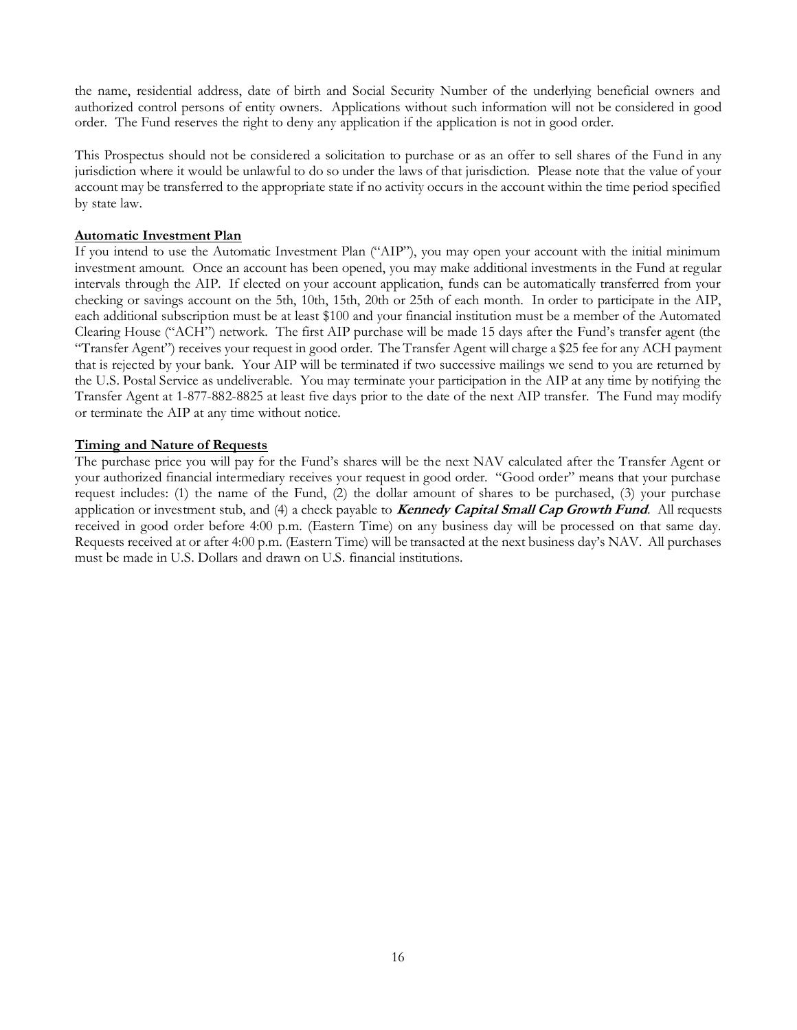the name, residential address, date of birth and Social Security Number of the underlying beneficial owners and authorized control persons of entity owners. Applications without such information will not be considered in good order. The Fund reserves the right to deny any application if the application is not in good order.

This Prospectus should not be considered a solicitation to purchase or as an offer to sell shares of the Fund in any jurisdiction where it would be unlawful to do so under the laws of that jurisdiction. Please note that the value of your account may be transferred to the appropriate state if no activity occurs in the account within the time period specified by state law.

**Automatic Investment Plan**

If you intend to use the Automatic Investment Plan ("AIP"), you may open your account with the initial minimum investment amount. Once an account has been opened, you may make additional investments in the Fund at regular intervals through the AIP. If elected on your account application, funds can be automatically transferred from your checking or savings account on the 5th, 10th, 15th, 20th or 25th of each month. In order to participate in the AIP, each additional subscription must be at least $100 and your financial institution must be a member of the Automated Clearing House ("ACH") network. The first AIP purchase will be made 15 days after the Fund's transfer agent (the "Transfer Agent") receives your request in good order. The Transfer Agent will charge a $25 fee for any ACH payment that is rejected by your bank. Your AIP will be terminated if two successive mailings we send to you are returned by the U.S. Postal Service as undeliverable. You may terminate your participation in the AIP at any time by notifying the Transfer Agent at 1-877-882-8825 at least five days prior to the date of the next AIP transfer. The Fund may modify or terminate the AIP at any time without notice.

**Timing and Nature of Requests**

The purchase price you will pay for the Fund's shares will be the next NAV calculated after the Transfer Agent or your authorized financial intermediary receives your request in good order. "Good order" means that your purchase request includes: (1) the name of the Fund, (2) the dollar amount of shares to be purchased, (3) your purchase application or investment stub, and (4) a check payable to ***Kennedy Capital Small Cap Growth Fund***. All requests received in good order before 4:00 p.m. (Eastern Time) on any business day will be processed on that same day. Requests received at or after 4:00 p.m. (Eastern Time) will be transacted at the next business day's NAV. All purchases must be made in U.S. Dollars and drawn on U.S. financial institutions.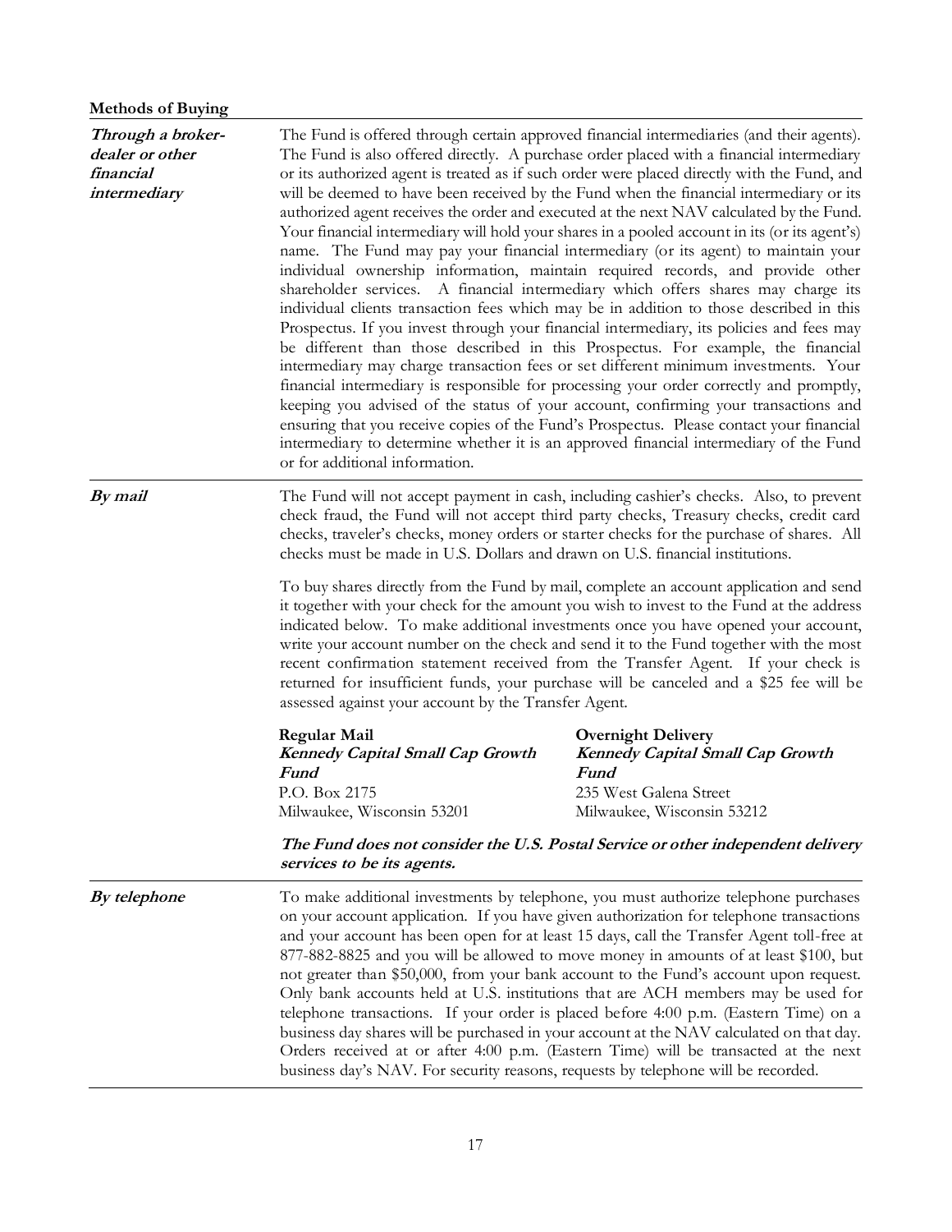**Methods of Buying**

***Through a broker-dealer or other financial intermediary***

The Fund is offered through certain approved financial intermediaries (and their agents). The Fund is also offered directly. A purchase order placed with a financial intermediary or its authorized agent is treated as if such order were placed directly with the Fund, and will be deemed to have been received by the Fund when the financial intermediary or its authorized agent receives the order and executed at the next NAV calculated by the Fund. Your financial intermediary will hold your shares in a pooled account in its (or its agent's) name. The Fund may pay your financial intermediary (or its agent) to maintain your individual ownership information, maintain required records, and provide other shareholder services. A financial intermediary which offers shares may charge its individual clients transaction fees which may be in addition to those described in this Prospectus. If you invest through your financial intermediary, its policies and fees may be different than those described in this Prospectus. For example, the financial intermediary may charge transaction fees or set different minimum investments. Your financial intermediary is responsible for processing your order correctly and promptly, keeping you advised of the status of your account, confirming your transactions and ensuring that you receive copies of the Fund's Prospectus. Please contact your financial intermediary to determine whether it is an approved financial intermediary of the Fund or for additional information.

***By mail***

The Fund will not accept payment in cash, including cashier's checks. Also, to prevent check fraud, the Fund will not accept third party checks, Treasury checks, credit card checks, traveler's checks, money orders or starter checks for the purchase of shares. All checks must be made in U.S. Dollars and drawn on U.S. financial institutions.

To buy shares directly from the Fund by mail, complete an account application and send it together with your check for the amount you wish to invest to the Fund at the address indicated below. To make additional investments once you have opened your account, write your account number on the check and send it to the Fund together with the most recent confirmation statement received from the Transfer Agent. If your check is returned for insufficient funds, your purchase will be canceled and a $25 fee will be assessed against your account by the Transfer Agent.

**Regular Mail**
***Kennedy Capital Small Cap Growth Fund***
P.O. Box 2175
Milwaukee, Wisconsin 53201

**Overnight Delivery**
***Kennedy Capital Small Cap Growth Fund***
235 West Galena Street
Milwaukee, Wisconsin 53212

***The Fund does not consider the U.S. Postal Service or other independent delivery services to be its agents.***

***By telephone***

To make additional investments by telephone, you must authorize telephone purchases on your account application. If you have given authorization for telephone transactions and your account has been open for at least 15 days, call the Transfer Agent toll-free at 877-882-8825 and you will be allowed to move money in amounts of at least $100, but not greater than $50,000, from your bank account to the Fund's account upon request. Only bank accounts held at U.S. institutions that are ACH members may be used for telephone transactions. If your order is placed before 4:00 p.m. (Eastern Time) on a business day shares will be purchased in your account at the NAV calculated on that day. Orders received at or after 4:00 p.m. (Eastern Time) will be transacted at the next business day's NAV. For security reasons, requests by telephone will be recorded.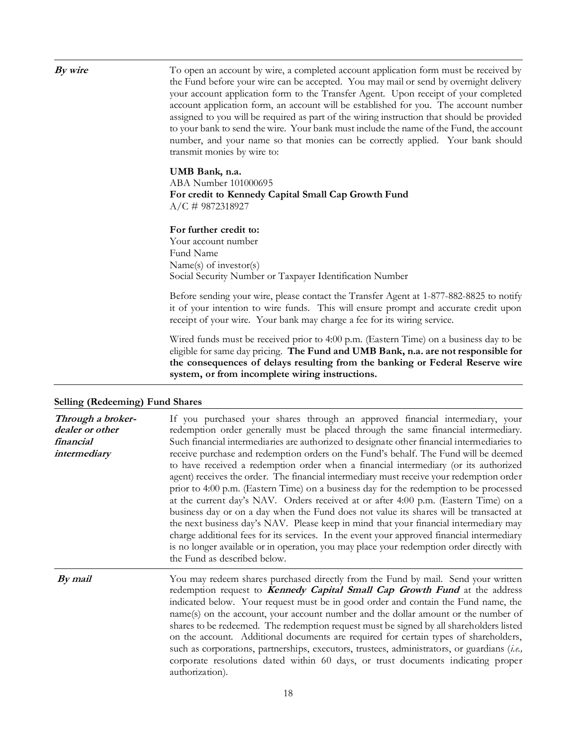| | |
|---|---|
| ***By wire*** | To open an account by wire, a completed account application form must be received by the Fund before your wire can be accepted. You may mail or send by overnight delivery your account application form to the Transfer Agent. Upon receipt of your completed account application form, an account will be established for you. The account number assigned to you will be required as part of the wiring instruction that should be provided to your bank to send the wire. Your bank must include the name of the Fund, the account number, and your name so that monies can be correctly applied. Your bank should transmit monies by wire to:<br><br>**UMB Bank, n.a.**<br>ABA Number 101000695<br>**For credit to Kennedy Capital Small Cap Growth Fund**<br>A/C # 9872318927<br><br>**For further credit to:**<br>Your account number<br>Fund Name<br>Name(s) of investor(s)<br>Social Security Number or Taxpayer Identification Number<br><br>Before sending your wire, please contact the Transfer Agent at 1-877-882-8825 to notify it of your intention to wire funds. This will ensure prompt and accurate credit upon receipt of your wire. Your bank may charge a fee for its wiring service.<br><br>Wired funds must be received prior to 4:00 p.m. (Eastern Time) on a business day to be eligible for same day pricing. **The Fund and UMB Bank, n.a. are not responsible for the consequences of delays resulting from the banking or Federal Reserve wire system, or from incomplete wiring instructions.** |

**Selling (Redeeming) Fund Shares**

| | |
|---|---|
| ***Through a broker-dealer or other financial intermediary*** | If you purchased your shares through an approved financial intermediary, your redemption order generally must be placed through the same financial intermediary. Such financial intermediaries are authorized to designate other financial intermediaries to receive purchase and redemption orders on the Fund's behalf. The Fund will be deemed to have received a redemption order when a financial intermediary (or its authorized agent) receives the order. The financial intermediary must receive your redemption order prior to 4:00 p.m. (Eastern Time) on a business day for the redemption to be processed at the current day's NAV. Orders received at or after 4:00 p.m. (Eastern Time) on a business day or on a day when the Fund does not value its shares will be transacted at the next business day's NAV. Please keep in mind that your financial intermediary may charge additional fees for its services. In the event your approved financial intermediary is no longer available or in operation, you may place your redemption order directly with the Fund as described below. |
| ***By mail*** | You may redeem shares purchased directly from the Fund by mail. Send your written redemption request to ***Kennedy Capital Small Cap Growth Fund*** at the address indicated below. Your request must be in good order and contain the Fund name, the name(s) on the account, your account number and the dollar amount or the number of shares to be redeemed. The redemption request must be signed by all shareholders listed on the account. Additional documents are required for certain types of shareholders, such as corporations, partnerships, executors, trustees, administrators, or guardians (*i.e.,* corporate resolutions dated within 60 days, or trust documents indicating proper authorization). |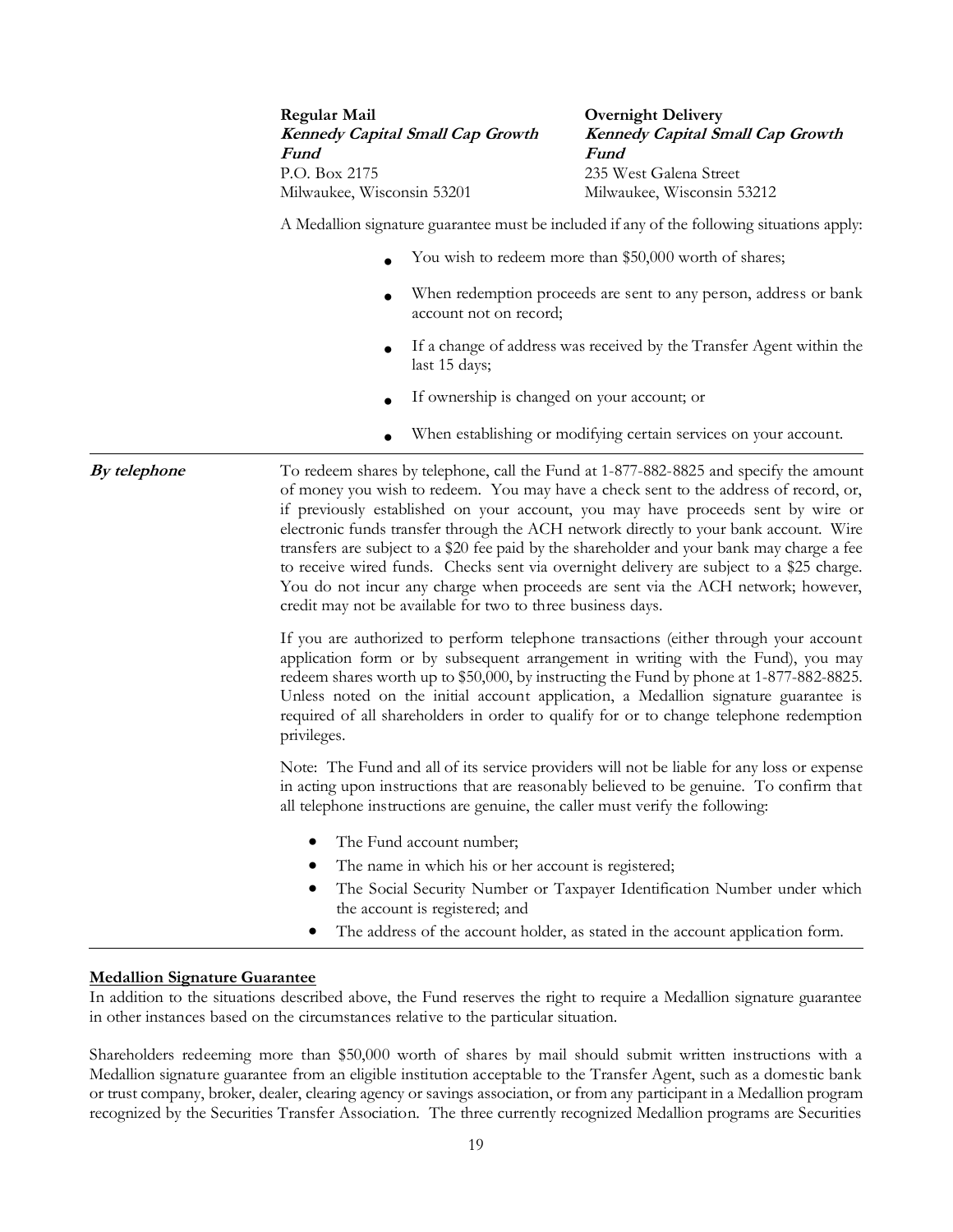**Regular Mail**
***Kennedy Capital Small Cap Growth Fund***
P.O. Box 2175
Milwaukee, Wisconsin 53201

**Overnight Delivery**
***Kennedy Capital Small Cap Growth Fund***
235 West Galena Street
Milwaukee, Wisconsin 53212

A Medallion signature guarantee must be included if any of the following situations apply:

- You wish to redeem more than $50,000 worth of shares;
- When redemption proceeds are sent to any person, address or bank account not on record;
- If a change of address was received by the Transfer Agent within the last 15 days;
- If ownership is changed on your account; or
- When establishing or modifying certain services on your account.

***By telephone***

To redeem shares by telephone, call the Fund at 1-877-882-8825 and specify the amount of money you wish to redeem. You may have a check sent to the address of record, or, if previously established on your account, you may have proceeds sent by wire or electronic funds transfer through the ACH network directly to your bank account. Wire transfers are subject to a $20 fee paid by the shareholder and your bank may charge a fee to receive wired funds. Checks sent via overnight delivery are subject to a $25 charge. You do not incur any charge when proceeds are sent via the ACH network; however, credit may not be available for two to three business days.

If you are authorized to perform telephone transactions (either through your account application form or by subsequent arrangement in writing with the Fund), you may redeem shares worth up to $50,000, by instructing the Fund by phone at 1-877-882-8825. Unless noted on the initial account application, a Medallion signature guarantee is required of all shareholders in order to qualify for or to change telephone redemption privileges.

Note: The Fund and all of its service providers will not be liable for any loss or expense in acting upon instructions that are reasonably believed to be genuine. To confirm that all telephone instructions are genuine, the caller must verify the following:

- The Fund account number;
- The name in which his or her account is registered;
- The Social Security Number or Taxpayer Identification Number under which the account is registered; and
- The address of the account holder, as stated in the account application form.

**Medallion Signature Guarantee**

In addition to the situations described above, the Fund reserves the right to require a Medallion signature guarantee in other instances based on the circumstances relative to the particular situation.

Shareholders redeeming more than $50,000 worth of shares by mail should submit written instructions with a Medallion signature guarantee from an eligible institution acceptable to the Transfer Agent, such as a domestic bank or trust company, broker, dealer, clearing agency or savings association, or from any participant in a Medallion program recognized by the Securities Transfer Association. The three currently recognized Medallion programs are Securities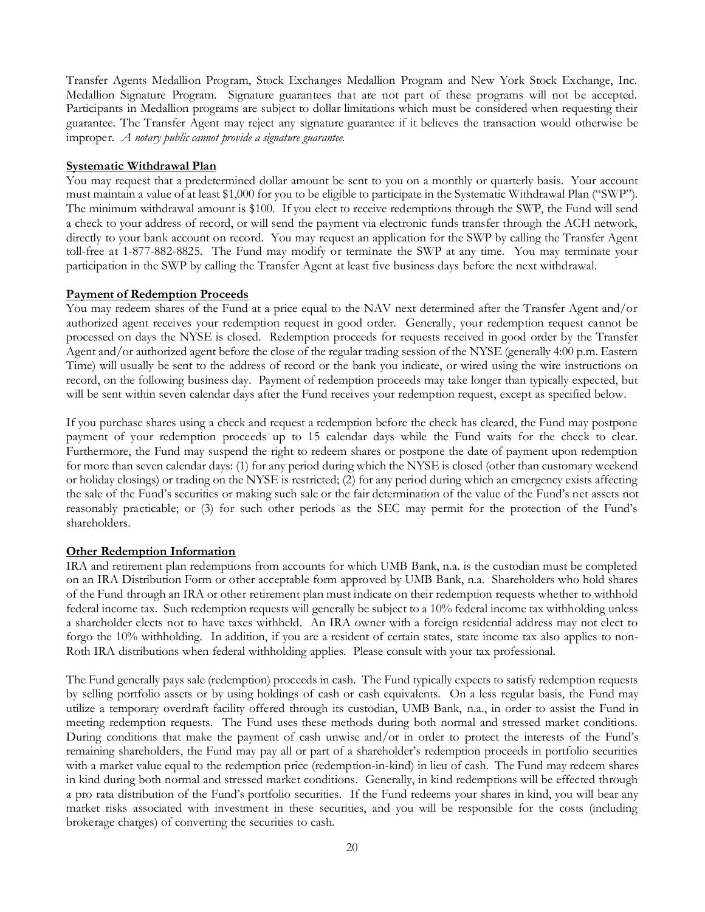Transfer Agents Medallion Program, Stock Exchanges Medallion Program and New York Stock Exchange, Inc. Medallion Signature Program. Signature guarantees that are not part of these programs will not be accepted. Participants in Medallion programs are subject to dollar limitations which must be considered when requesting their guarantee. The Transfer Agent may reject any signature guarantee if it believes the transaction would otherwise be improper. *A notary public cannot provide a signature guarantee.*

**Systematic Withdrawal Plan**

You may request that a predetermined dollar amount be sent to you on a monthly or quarterly basis. Your account must maintain a value of at least $1,000 for you to be eligible to participate in the Systematic Withdrawal Plan ("SWP"). The minimum withdrawal amount is $100. If you elect to receive redemptions through the SWP, the Fund will send a check to your address of record, or will send the payment via electronic funds transfer through the ACH network, directly to your bank account on record. You may request an application for the SWP by calling the Transfer Agent toll-free at 1-877-882-8825. The Fund may modify or terminate the SWP at any time. You may terminate your participation in the SWP by calling the Transfer Agent at least five business days before the next withdrawal.

**Payment of Redemption Proceeds**

You may redeem shares of the Fund at a price equal to the NAV next determined after the Transfer Agent and/or authorized agent receives your redemption request in good order. Generally, your redemption request cannot be processed on days the NYSE is closed. Redemption proceeds for requests received in good order by the Transfer Agent and/or authorized agent before the close of the regular trading session of the NYSE (generally 4:00 p.m. Eastern Time) will usually be sent to the address of record or the bank you indicate, or wired using the wire instructions on record, on the following business day. Payment of redemption proceeds may take longer than typically expected, but will be sent within seven calendar days after the Fund receives your redemption request, except as specified below.

If you purchase shares using a check and request a redemption before the check has cleared, the Fund may postpone payment of your redemption proceeds up to 15 calendar days while the Fund waits for the check to clear. Furthermore, the Fund may suspend the right to redeem shares or postpone the date of payment upon redemption for more than seven calendar days: (1) for any period during which the NYSE is closed (other than customary weekend or holiday closings) or trading on the NYSE is restricted; (2) for any period during which an emergency exists affecting the sale of the Fund's securities or making such sale or the fair determination of the value of the Fund's net assets not reasonably practicable; or (3) for such other periods as the SEC may permit for the protection of the Fund's shareholders.

**Other Redemption Information**

IRA and retirement plan redemptions from accounts for which UMB Bank, n.a. is the custodian must be completed on an IRA Distribution Form or other acceptable form approved by UMB Bank, n.a. Shareholders who hold shares of the Fund through an IRA or other retirement plan must indicate on their redemption requests whether to withhold federal income tax. Such redemption requests will generally be subject to a 10% federal income tax withholding unless a shareholder elects not to have taxes withheld. An IRA owner with a foreign residential address may not elect to forgo the 10% withholding. In addition, if you are a resident of certain states, state income tax also applies to non-Roth IRA distributions when federal withholding applies. Please consult with your tax professional.

The Fund generally pays sale (redemption) proceeds in cash. The Fund typically expects to satisfy redemption requests by selling portfolio assets or by using holdings of cash or cash equivalents. On a less regular basis, the Fund may utilize a temporary overdraft facility offered through its custodian, UMB Bank, n.a., in order to assist the Fund in meeting redemption requests. The Fund uses these methods during both normal and stressed market conditions. During conditions that make the payment of cash unwise and/or in order to protect the interests of the Fund's remaining shareholders, the Fund may pay all or part of a shareholder's redemption proceeds in portfolio securities with a market value equal to the redemption price (redemption-in-kind) in lieu of cash. The Fund may redeem shares in kind during both normal and stressed market conditions. Generally, in kind redemptions will be effected through a pro rata distribution of the Fund's portfolio securities. If the Fund redeems your shares in kind, you will bear any market risks associated with investment in these securities, and you will be responsible for the costs (including brokerage charges) of converting the securities to cash.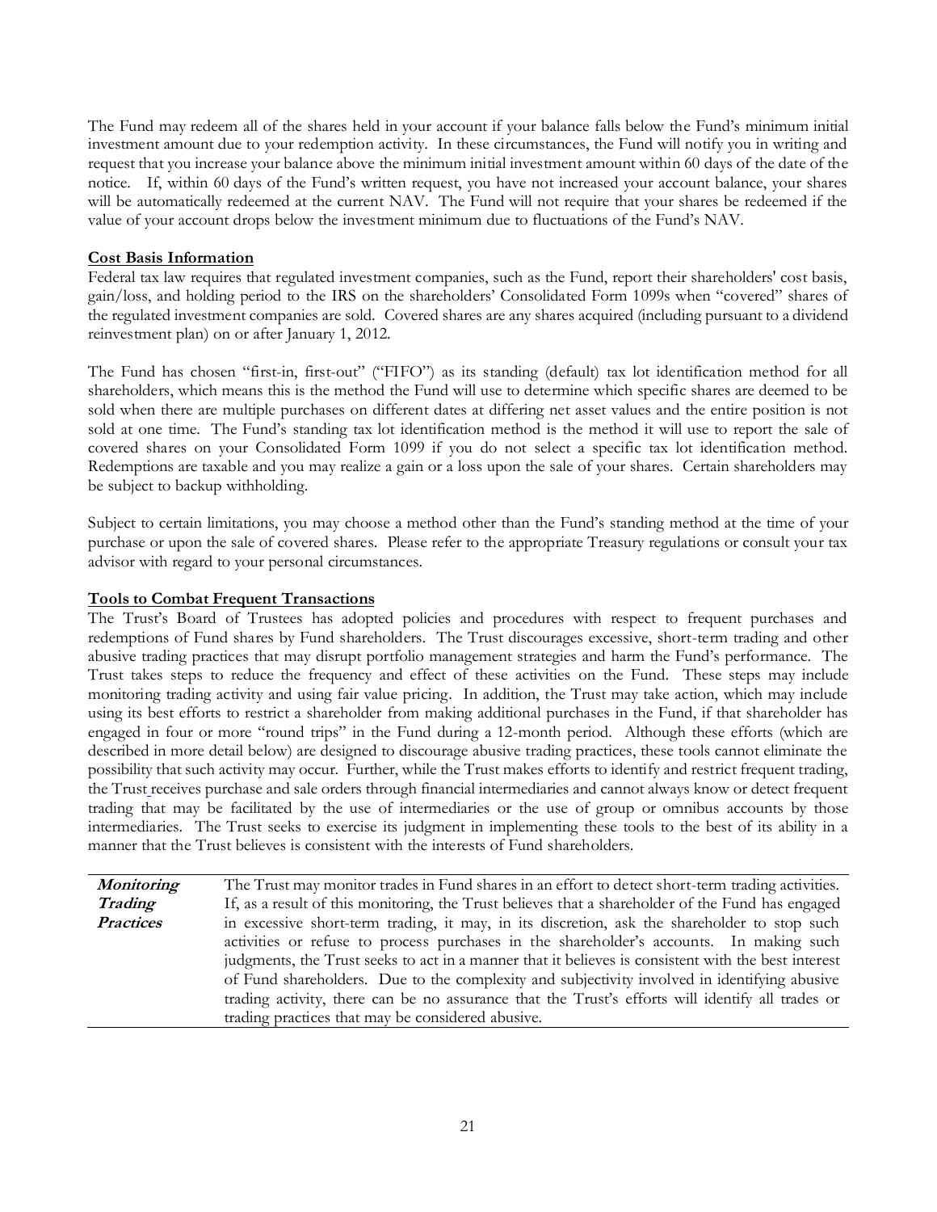The Fund may redeem all of the shares held in your account if your balance falls below the Fund's minimum initial investment amount due to your redemption activity. In these circumstances, the Fund will notify you in writing and request that you increase your balance above the minimum initial investment amount within 60 days of the date of the notice. If, within 60 days of the Fund's written request, you have not increased your account balance, your shares will be automatically redeemed at the current NAV. The Fund will not require that your shares be redeemed if the value of your account drops below the investment minimum due to fluctuations of the Fund's NAV.

**Cost Basis Information**

Federal tax law requires that regulated investment companies, such as the Fund, report their shareholders' cost basis, gain/loss, and holding period to the IRS on the shareholders' Consolidated Form 1099s when "covered" shares of the regulated investment companies are sold. Covered shares are any shares acquired (including pursuant to a dividend reinvestment plan) on or after January 1, 2012.

The Fund has chosen "first-in, first-out" ("FIFO") as its standing (default) tax lot identification method for all shareholders, which means this is the method the Fund will use to determine which specific shares are deemed to be sold when there are multiple purchases on different dates at differing net asset values and the entire position is not sold at one time. The Fund's standing tax lot identification method is the method it will use to report the sale of covered shares on your Consolidated Form 1099 if you do not select a specific tax lot identification method. Redemptions are taxable and you may realize a gain or a loss upon the sale of your shares. Certain shareholders may be subject to backup withholding.

Subject to certain limitations, you may choose a method other than the Fund's standing method at the time of your purchase or upon the sale of covered shares. Please refer to the appropriate Treasury regulations or consult your tax advisor with regard to your personal circumstances.

**Tools to Combat Frequent Transactions**

The Trust's Board of Trustees has adopted policies and procedures with respect to frequent purchases and redemptions of Fund shares by Fund shareholders. The Trust discourages excessive, short-term trading and other abusive trading practices that may disrupt portfolio management strategies and harm the Fund's performance. The Trust takes steps to reduce the frequency and effect of these activities on the Fund. These steps may include monitoring trading activity and using fair value pricing. In addition, the Trust may take action, which may include using its best efforts to restrict a shareholder from making additional purchases in the Fund, if that shareholder has engaged in four or more "round trips" in the Fund during a 12-month period. Although these efforts (which are described in more detail below) are designed to discourage abusive trading practices, these tools cannot eliminate the possibility that such activity may occur. Further, while the Trust makes efforts to identify and restrict frequent trading, the Trust receives purchase and sale orders through financial intermediaries and cannot always know or detect frequent trading that may be facilitated by the use of intermediaries or the use of group or omnibus accounts by those intermediaries. The Trust seeks to exercise its judgment in implementing these tools to the best of its ability in a manner that the Trust believes is consistent with the interests of Fund shareholders.

| | |
|---|---|
| ***Monitoring Trading Practices*** | The Trust may monitor trades in Fund shares in an effort to detect short-term trading activities. If, as a result of this monitoring, the Trust believes that a shareholder of the Fund has engaged in excessive short-term trading, it may, in its discretion, ask the shareholder to stop such activities or refuse to process purchases in the shareholder's accounts. In making such judgments, the Trust seeks to act in a manner that it believes is consistent with the best interest of Fund shareholders. Due to the complexity and subjectivity involved in identifying abusive trading activity, there can be no assurance that the Trust's efforts will identify all trades or trading practices that may be considered abusive. |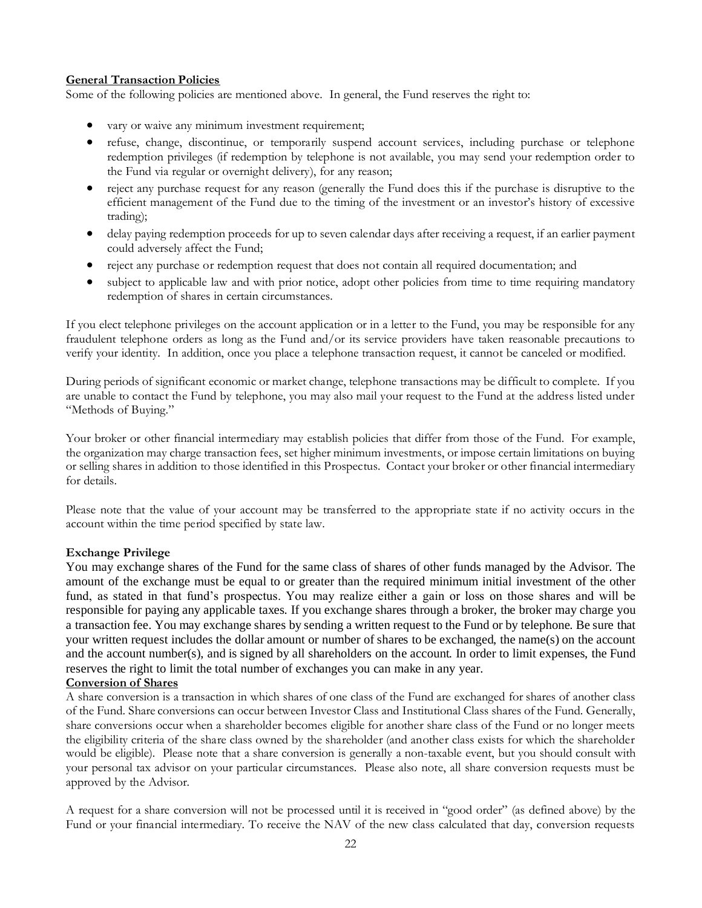**General Transaction Policies**

Some of the following policies are mentioned above. In general, the Fund reserves the right to:

- vary or waive any minimum investment requirement;
- refuse, change, discontinue, or temporarily suspend account services, including purchase or telephone redemption privileges (if redemption by telephone is not available, you may send your redemption order to the Fund via regular or overnight delivery), for any reason;
- reject any purchase request for any reason (generally the Fund does this if the purchase is disruptive to the efficient management of the Fund due to the timing of the investment or an investor's history of excessive trading);
- delay paying redemption proceeds for up to seven calendar days after receiving a request, if an earlier payment could adversely affect the Fund;
- reject any purchase or redemption request that does not contain all required documentation; and
- subject to applicable law and with prior notice, adopt other policies from time to time requiring mandatory redemption of shares in certain circumstances.

If you elect telephone privileges on the account application or in a letter to the Fund, you may be responsible for any fraudulent telephone orders as long as the Fund and/or its service providers have taken reasonable precautions to verify your identity. In addition, once you place a telephone transaction request, it cannot be canceled or modified.

During periods of significant economic or market change, telephone transactions may be difficult to complete. If you are unable to contact the Fund by telephone, you may also mail your request to the Fund at the address listed under "Methods of Buying."

Your broker or other financial intermediary may establish policies that differ from those of the Fund. For example, the organization may charge transaction fees, set higher minimum investments, or impose certain limitations on buying or selling shares in addition to those identified in this Prospectus. Contact your broker or other financial intermediary for details.

Please note that the value of your account may be transferred to the appropriate state if no activity occurs in the account within the time period specified by state law.

**Exchange Privilege**

You may exchange shares of the Fund for the same class of shares of other funds managed by the Advisor. The amount of the exchange must be equal to or greater than the required minimum initial investment of the other fund, as stated in that fund's prospectus. You may realize either a gain or loss on those shares and will be responsible for paying any applicable taxes. If you exchange shares through a broker, the broker may charge you a transaction fee. You may exchange shares by sending a written request to the Fund or by telephone. Be sure that your written request includes the dollar amount or number of shares to be exchanged, the name(s) on the account and the account number(s), and is signed by all shareholders on the account. In order to limit expenses, the Fund reserves the right to limit the total number of exchanges you can make in any year.

**Conversion of Shares**

A share conversion is a transaction in which shares of one class of the Fund are exchanged for shares of another class of the Fund. Share conversions can occur between Investor Class and Institutional Class shares of the Fund. Generally, share conversions occur when a shareholder becomes eligible for another share class of the Fund or no longer meets the eligibility criteria of the share class owned by the shareholder (and another class exists for which the shareholder would be eligible). Please note that a share conversion is generally a non-taxable event, but you should consult with your personal tax advisor on your particular circumstances. Please also note, all share conversion requests must be approved by the Advisor.

A request for a share conversion will not be processed until it is received in "good order" (as defined above) by the Fund or your financial intermediary. To receive the NAV of the new class calculated that day, conversion requests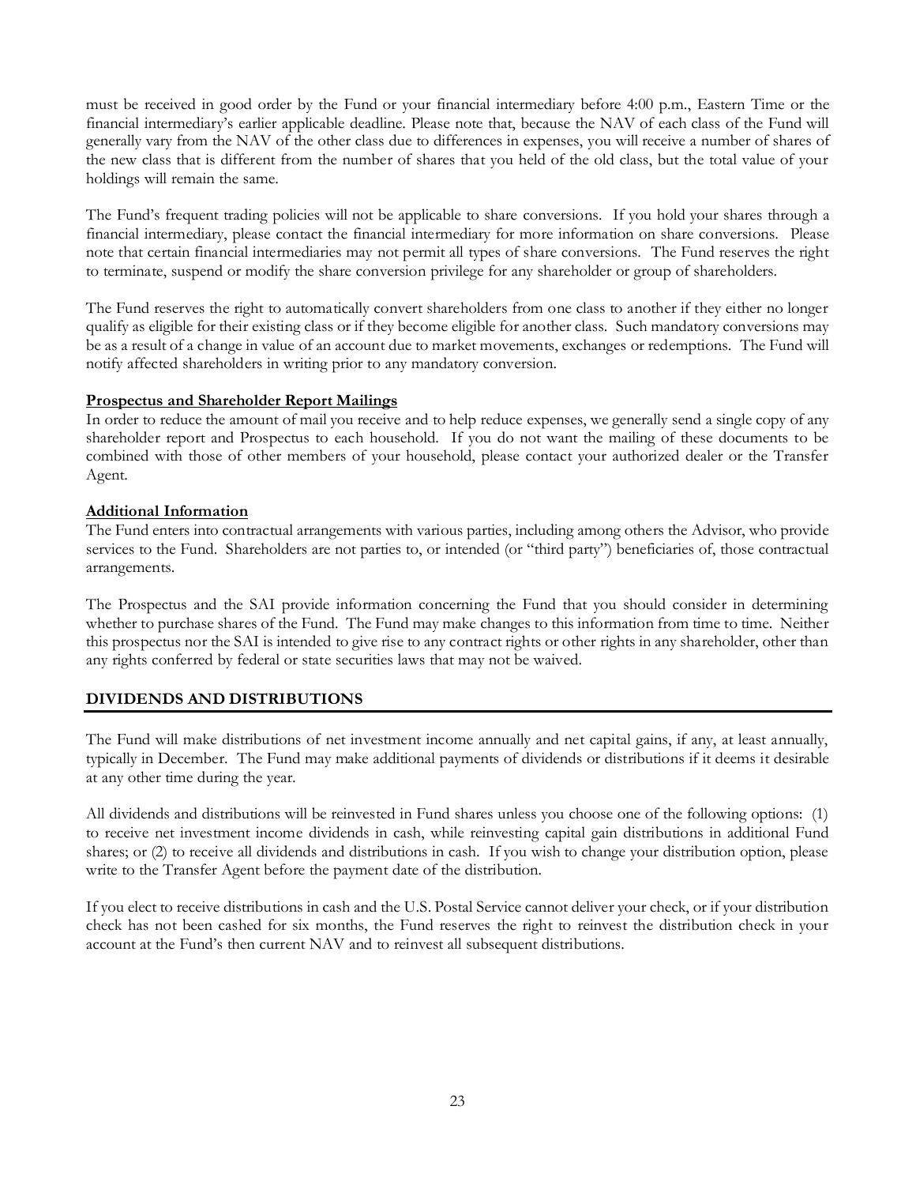must be received in good order by the Fund or your financial intermediary before 4:00 p.m., Eastern Time or the financial intermediary's earlier applicable deadline. Please note that, because the NAV of each class of the Fund will generally vary from the NAV of the other class due to differences in expenses, you will receive a number of shares of the new class that is different from the number of shares that you held of the old class, but the total value of your holdings will remain the same.

The Fund's frequent trading policies will not be applicable to share conversions. If you hold your shares through a financial intermediary, please contact the financial intermediary for more information on share conversions. Please note that certain financial intermediaries may not permit all types of share conversions. The Fund reserves the right to terminate, suspend or modify the share conversion privilege for any shareholder or group of shareholders.

The Fund reserves the right to automatically convert shareholders from one class to another if they either no longer qualify as eligible for their existing class or if they become eligible for another class. Such mandatory conversions may be as a result of a change in value of an account due to market movements, exchanges or redemptions. The Fund will notify affected shareholders in writing prior to any mandatory conversion.

**Prospectus and Shareholder Report Mailings**

In order to reduce the amount of mail you receive and to help reduce expenses, we generally send a single copy of any shareholder report and Prospectus to each household. If you do not want the mailing of these documents to be combined with those of other members of your household, please contact your authorized dealer or the Transfer Agent.

**Additional Information**

The Fund enters into contractual arrangements with various parties, including among others the Advisor, who provide services to the Fund. Shareholders are not parties to, or intended (or "third party") beneficiaries of, those contractual arrangements.

The Prospectus and the SAI provide information concerning the Fund that you should consider in determining whether to purchase shares of the Fund. The Fund may make changes to this information from time to time. Neither this prospectus nor the SAI is intended to give rise to any contract rights or other rights in any shareholder, other than any rights conferred by federal or state securities laws that may not be waived.

## DIVIDENDS AND DISTRIBUTIONS

The Fund will make distributions of net investment income annually and net capital gains, if any, at least annually, typically in December. The Fund may make additional payments of dividends or distributions if it deems it desirable at any other time during the year.

All dividends and distributions will be reinvested in Fund shares unless you choose one of the following options: (1) to receive net investment income dividends in cash, while reinvesting capital gain distributions in additional Fund shares; or (2) to receive all dividends and distributions in cash. If you wish to change your distribution option, please write to the Transfer Agent before the payment date of the distribution.

If you elect to receive distributions in cash and the U.S. Postal Service cannot deliver your check, or if your distribution check has not been cashed for six months, the Fund reserves the right to reinvest the distribution check in your account at the Fund's then current NAV and to reinvest all subsequent distributions.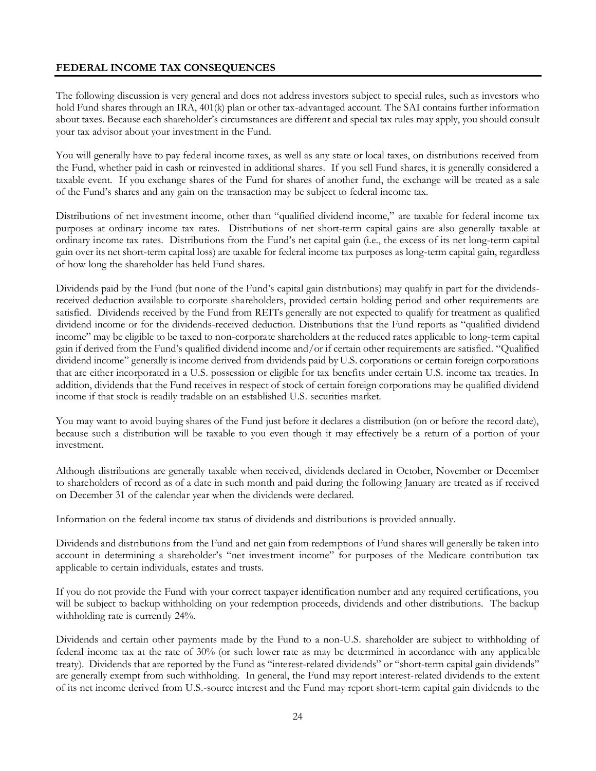## FEDERAL INCOME TAX CONSEQUENCES

The following discussion is very general and does not address investors subject to special rules, such as investors who hold Fund shares through an IRA, 401(k) plan or other tax-advantaged account. The SAI contains further information about taxes. Because each shareholder's circumstances are different and special tax rules may apply, you should consult your tax advisor about your investment in the Fund.

You will generally have to pay federal income taxes, as well as any state or local taxes, on distributions received from the Fund, whether paid in cash or reinvested in additional shares. If you sell Fund shares, it is generally considered a taxable event. If you exchange shares of the Fund for shares of another fund, the exchange will be treated as a sale of the Fund's shares and any gain on the transaction may be subject to federal income tax.

Distributions of net investment income, other than "qualified dividend income," are taxable for federal income tax purposes at ordinary income tax rates. Distributions of net short-term capital gains are also generally taxable at ordinary income tax rates. Distributions from the Fund's net capital gain (i.e., the excess of its net long-term capital gain over its net short-term capital loss) are taxable for federal income tax purposes as long-term capital gain, regardless of how long the shareholder has held Fund shares.

Dividends paid by the Fund (but none of the Fund's capital gain distributions) may qualify in part for the dividends-received deduction available to corporate shareholders, provided certain holding period and other requirements are satisfied. Dividends received by the Fund from REITs generally are not expected to qualify for treatment as qualified dividend income or for the dividends-received deduction. Distributions that the Fund reports as "qualified dividend income" may be eligible to be taxed to non-corporate shareholders at the reduced rates applicable to long-term capital gain if derived from the Fund's qualified dividend income and/or if certain other requirements are satisfied. "Qualified dividend income" generally is income derived from dividends paid by U.S. corporations or certain foreign corporations that are either incorporated in a U.S. possession or eligible for tax benefits under certain U.S. income tax treaties. In addition, dividends that the Fund receives in respect of stock of certain foreign corporations may be qualified dividend income if that stock is readily tradable on an established U.S. securities market.

You may want to avoid buying shares of the Fund just before it declares a distribution (on or before the record date), because such a distribution will be taxable to you even though it may effectively be a return of a portion of your investment.

Although distributions are generally taxable when received, dividends declared in October, November or December to shareholders of record as of a date in such month and paid during the following January are treated as if received on December 31 of the calendar year when the dividends were declared.

Information on the federal income tax status of dividends and distributions is provided annually.

Dividends and distributions from the Fund and net gain from redemptions of Fund shares will generally be taken into account in determining a shareholder's "net investment income" for purposes of the Medicare contribution tax applicable to certain individuals, estates and trusts.

If you do not provide the Fund with your correct taxpayer identification number and any required certifications, you will be subject to backup withholding on your redemption proceeds, dividends and other distributions. The backup withholding rate is currently 24%.

Dividends and certain other payments made by the Fund to a non-U.S. shareholder are subject to withholding of federal income tax at the rate of 30% (or such lower rate as may be determined in accordance with any applicable treaty). Dividends that are reported by the Fund as "interest-related dividends" or "short-term capital gain dividends" are generally exempt from such withholding. In general, the Fund may report interest-related dividends to the extent of its net income derived from U.S.-source interest and the Fund may report short-term capital gain dividends to the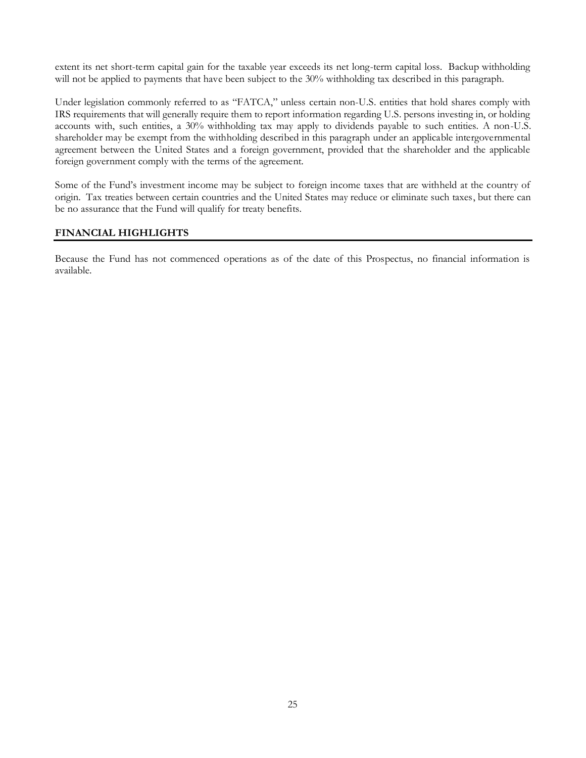extent its net short-term capital gain for the taxable year exceeds its net long-term capital loss. Backup withholding will not be applied to payments that have been subject to the 30% withholding tax described in this paragraph.

Under legislation commonly referred to as "FATCA," unless certain non-U.S. entities that hold shares comply with IRS requirements that will generally require them to report information regarding U.S. persons investing in, or holding accounts with, such entities, a 30% withholding tax may apply to dividends payable to such entities. A non-U.S. shareholder may be exempt from the withholding described in this paragraph under an applicable intergovernmental agreement between the United States and a foreign government, provided that the shareholder and the applicable foreign government comply with the terms of the agreement.

Some of the Fund's investment income may be subject to foreign income taxes that are withheld at the country of origin. Tax treaties between certain countries and the United States may reduce or eliminate such taxes, but there can be no assurance that the Fund will qualify for treaty benefits.

## FINANCIAL HIGHLIGHTS

Because the Fund has not commenced operations as of the date of this Prospectus, no financial information is available.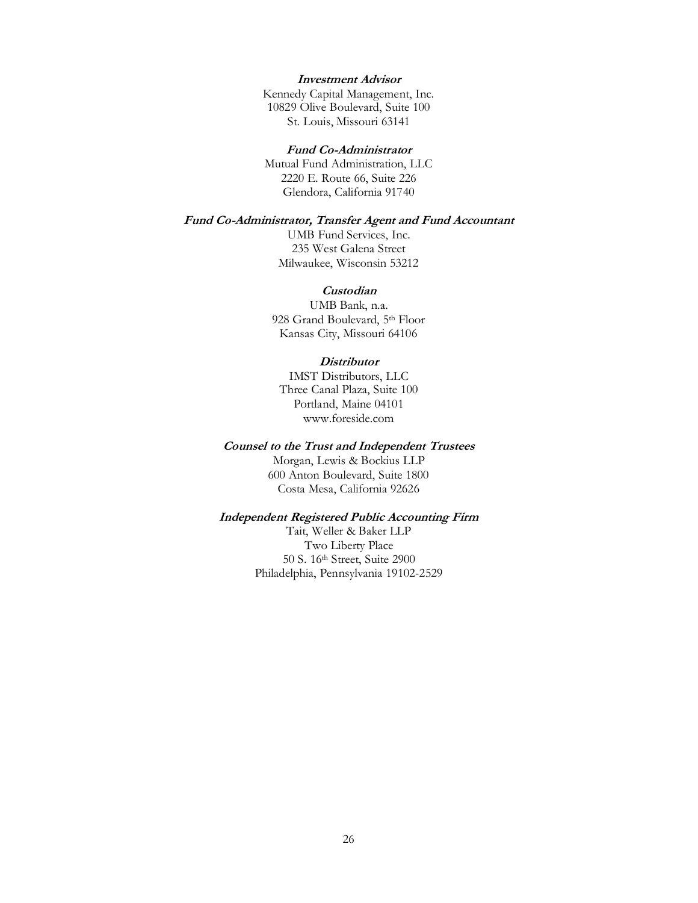***Investment Advisor***

Kennedy Capital Management, Inc.
10829 Olive Boulevard, Suite 100
St. Louis, Missouri 63141

***Fund Co-Administrator***

Mutual Fund Administration, LLC
2220 E. Route 66, Suite 226
Glendora, California 91740

***Fund Co-Administrator, Transfer Agent and Fund Accountant***

UMB Fund Services, Inc.
235 West Galena Street
Milwaukee, Wisconsin 53212

***Custodian***

UMB Bank, n.a.
928 Grand Boulevard, 5th Floor
Kansas City, Missouri 64106

***Distributor***

IMST Distributors, LLC
Three Canal Plaza, Suite 100
Portland, Maine 04101
www.foreside.com

***Counsel to the Trust and Independent Trustees***

Morgan, Lewis & Bockius LLP
600 Anton Boulevard, Suite 1800
Costa Mesa, California 92626

***Independent Registered Public Accounting Firm***

Tait, Weller & Baker LLP
Two Liberty Place
50 S. 16th Street, Suite 2900
Philadelphia, Pennsylvania 19102-2529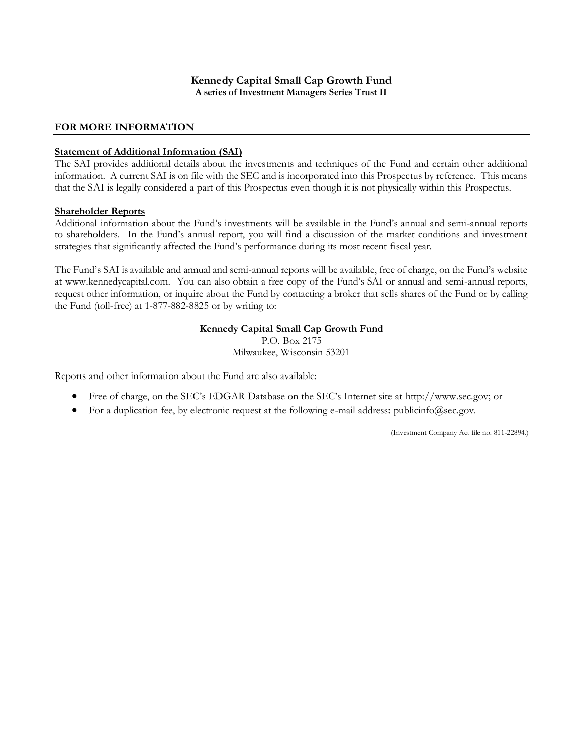**Kennedy Capital Small Cap Growth Fund**
**A series of Investment Managers Series Trust II**

## FOR MORE INFORMATION

**Statement of Additional Information (SAI)**
The SAI provides additional details about the investments and techniques of the Fund and certain other additional information. A current SAI is on file with the SEC and is incorporated into this Prospectus by reference. This means that the SAI is legally considered a part of this Prospectus even though it is not physically within this Prospectus.

**Shareholder Reports**
Additional information about the Fund's investments will be available in the Fund's annual and semi-annual reports to shareholders. In the Fund's annual report, you will find a discussion of the market conditions and investment strategies that significantly affected the Fund's performance during its most recent fiscal year.

The Fund's SAI is available and annual and semi-annual reports will be available, free of charge, on the Fund's website at www.kennedycapital.com. You can also obtain a free copy of the Fund's SAI or annual and semi-annual reports, request other information, or inquire about the Fund by contacting a broker that sells shares of the Fund or by calling the Fund (toll-free) at 1-877-882-8825 or by writing to:

**Kennedy Capital Small Cap Growth Fund**
P.O. Box 2175
Milwaukee, Wisconsin 53201

Reports and other information about the Fund are also available:

- Free of charge, on the SEC's EDGAR Database on the SEC's Internet site at http://www.sec.gov; or
- For a duplication fee, by electronic request at the following e-mail address: publicinfo@sec.gov.

(Investment Company Act file no. 811-22894.)